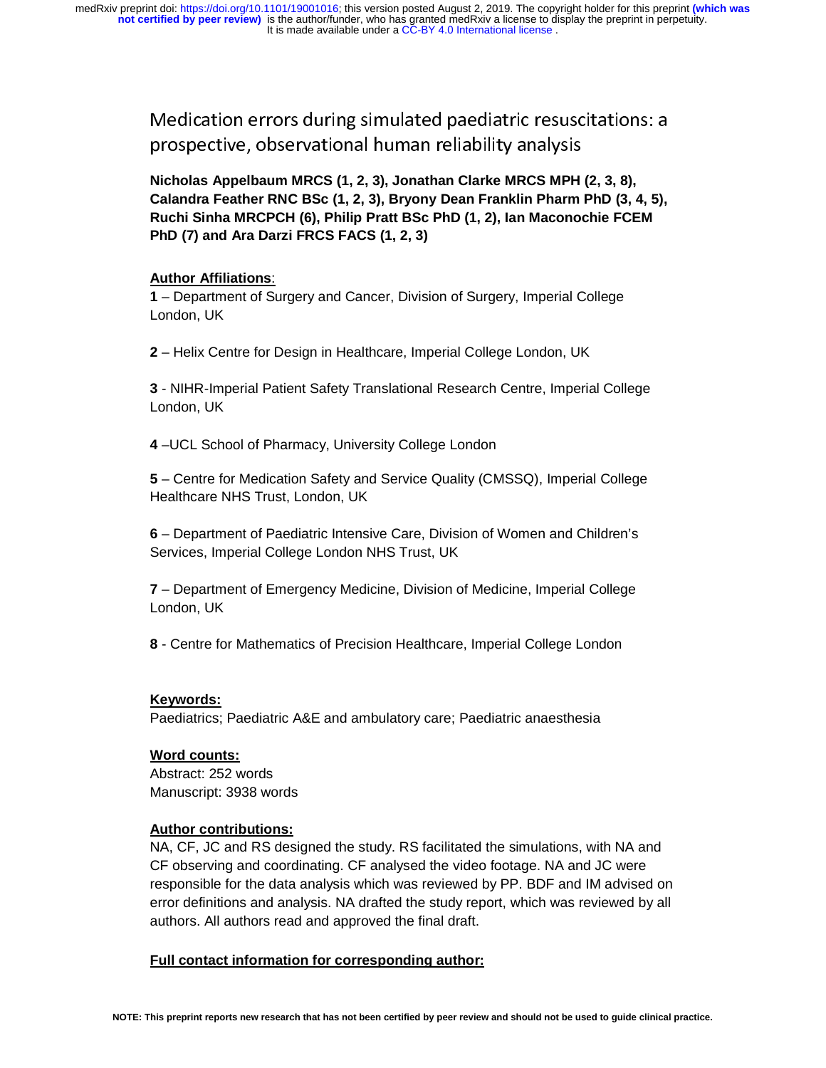# Medication errors during simulated paediatric resuscitations: a prospective, observational human reliability analysis

**Nicholas Appelbaum MRCS (1, 2, 3), Jonathan Clarke MRCS MPH (2, 3, 8), Calandra Feather RNC BSc (1, 2, 3), Bryony Dean Franklin Pharm PhD (3, 4, 5), Ruchi Sinha MRCPCH (6), Philip Pratt BSc PhD (1, 2), Ian Maconochie FCEM PhD (7) and Ara Darzi FRCS FACS (1, 2, 3)**

**Author Affiliations**:

**1** – Department of Surgery and Cancer, Division of Surgery, Imperial College London, UK

**2** – Helix Centre for Design in Healthcare, Imperial College London, UK

**3** - NIHR-Imperial Patient Safety Translational Research Centre, Imperial College London, UK

**4** –UCL School of Pharmacy, University College London

**5** – Centre for Medication Safety and Service Quality (CMSSQ), Imperial College Healthcare NHS Trust, London, UK

**6** – Department of Paediatric Intensive Care, Division of Women and Children's Services, Imperial College London NHS Trust, UK

**7** – Department of Emergency Medicine, Division of Medicine, Imperial College London, UK

**8** - Centre for Mathematics of Precision Healthcare, Imperial College London

**Keywords:**

Paediatrics; Paediatric A&E and ambulatory care; Paediatric anaesthesia

**Word counts:**

Abstract: 252 words

Manuscript: 3938 words

**Author contributions:**

NA, CF, JC and RS designed the study. RS facilitated the simulations, with NA and CF observing and coordinating. CF analysed the video footage. NA and JC were responsible for the data analysis which was reviewed by PP. BDF and IM advised on error definitions and analysis. NA drafted the study report, which was reviewed by all authors. All authors read and approved the final draft.

**Full contact information for corresponding author:**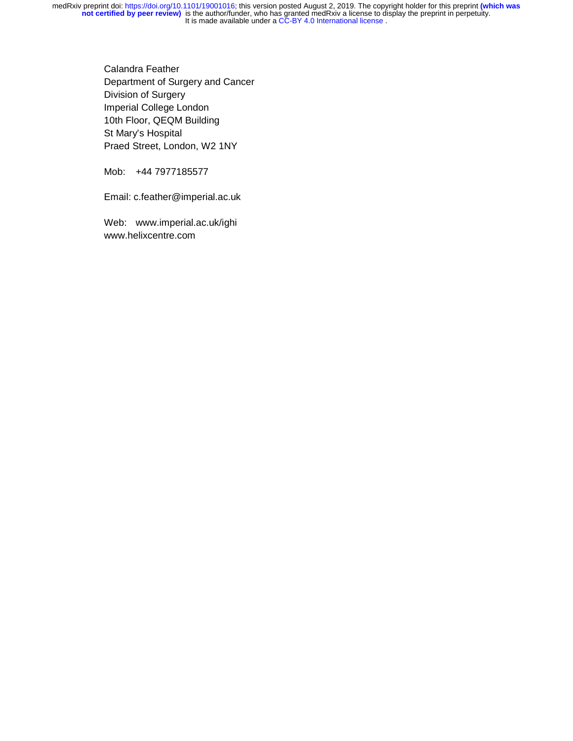Calandra Feather
Department of Surgery and Cancer
Division of Surgery
Imperial College London
10th Floor, QEQM Building
St Mary's Hospital
Praed Street, London, W2 1NY

Mob: +44 7977185577

Email: c.feather@imperial.ac.uk

Web: www.imperial.ac.uk/ighi
www.helixcentre.com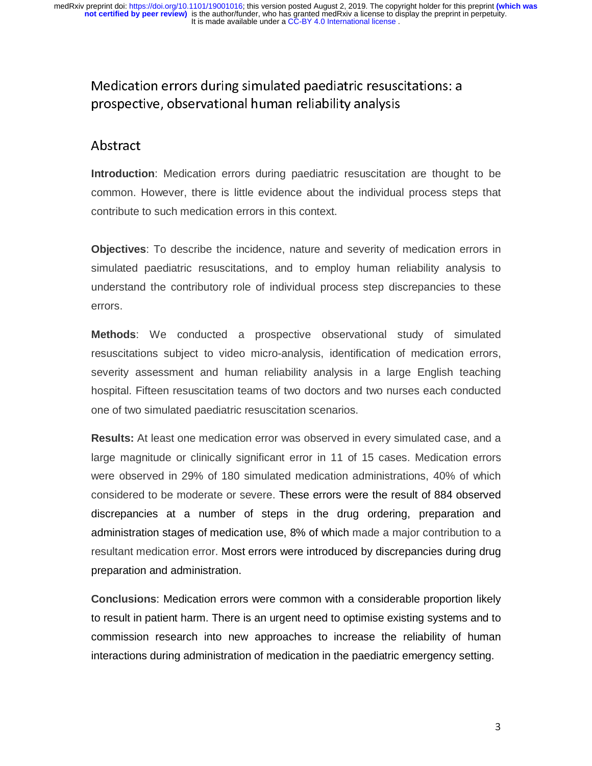## Medication errors during simulated paediatric resuscitations: a prospective, observational human reliability analysis

## Abstract

**Introduction**: Medication errors during paediatric resuscitation are thought to be common. However, there is little evidence about the individual process steps that contribute to such medication errors in this context.

**Objectives**: To describe the incidence, nature and severity of medication errors in simulated paediatric resuscitations, and to employ human reliability analysis to understand the contributory role of individual process step discrepancies to these errors.

**Methods**: We conducted a prospective observational study of simulated resuscitations subject to video micro-analysis, identification of medication errors, severity assessment and human reliability analysis in a large English teaching hospital. Fifteen resuscitation teams of two doctors and two nurses each conducted one of two simulated paediatric resuscitation scenarios.

**Results:** At least one medication error was observed in every simulated case, and a large magnitude or clinically significant error in 11 of 15 cases. Medication errors were observed in 29% of 180 simulated medication administrations, 40% of which considered to be moderate or severe. These errors were the result of 884 observed discrepancies at a number of steps in the drug ordering, preparation and administration stages of medication use, 8% of which made a major contribution to a resultant medication error. Most errors were introduced by discrepancies during drug preparation and administration.

**Conclusions**: Medication errors were common with a considerable proportion likely to result in patient harm. There is an urgent need to optimise existing systems and to commission research into new approaches to increase the reliability of human interactions during administration of medication in the paediatric emergency setting.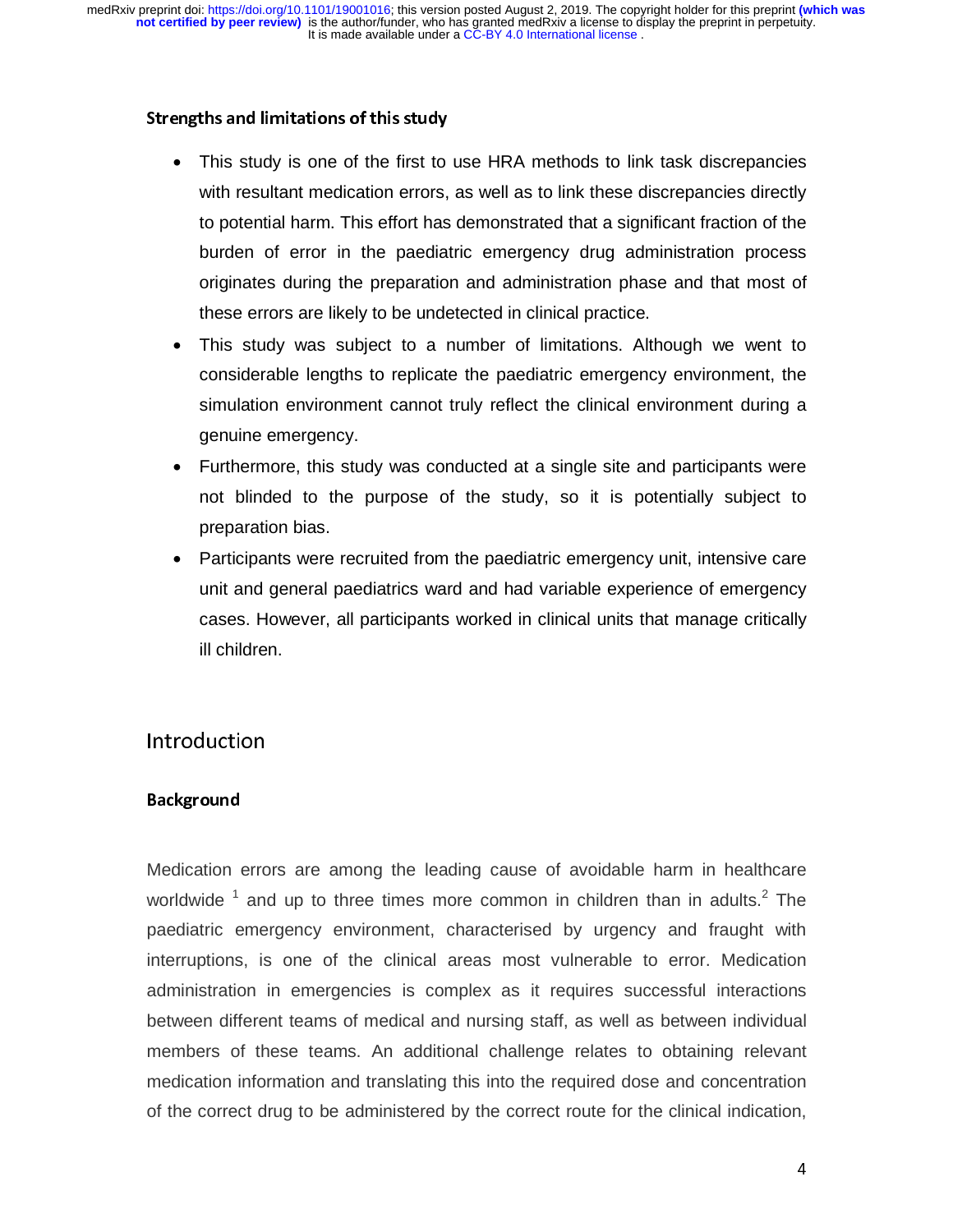### Strengths and limitations of this study

- This study is one of the first to use HRA methods to link task discrepancies with resultant medication errors, as well as to link these discrepancies directly to potential harm. This effort has demonstrated that a significant fraction of the burden of error in the paediatric emergency drug administration process originates during the preparation and administration phase and that most of these errors are likely to be undetected in clinical practice.
- This study was subject to a number of limitations. Although we went to considerable lengths to replicate the paediatric emergency environment, the simulation environment cannot truly reflect the clinical environment during a genuine emergency.
- Furthermore, this study was conducted at a single site and participants were not blinded to the purpose of the study, so it is potentially subject to preparation bias.
- Participants were recruited from the paediatric emergency unit, intensive care unit and general paediatrics ward and had variable experience of emergency cases. However, all participants worked in clinical units that manage critically ill children.

## Introduction

### Background

Medication errors are among the leading cause of avoidable harm in healthcare worldwide [1] and up to three times more common in children than in adults.[2] The paediatric emergency environment, characterised by urgency and fraught with interruptions, is one of the clinical areas most vulnerable to error. Medication administration in emergencies is complex as it requires successful interactions between different teams of medical and nursing staff, as well as between individual members of these teams. An additional challenge relates to obtaining relevant medication information and translating this into the required dose and concentration of the correct drug to be administered by the correct route for the clinical indication,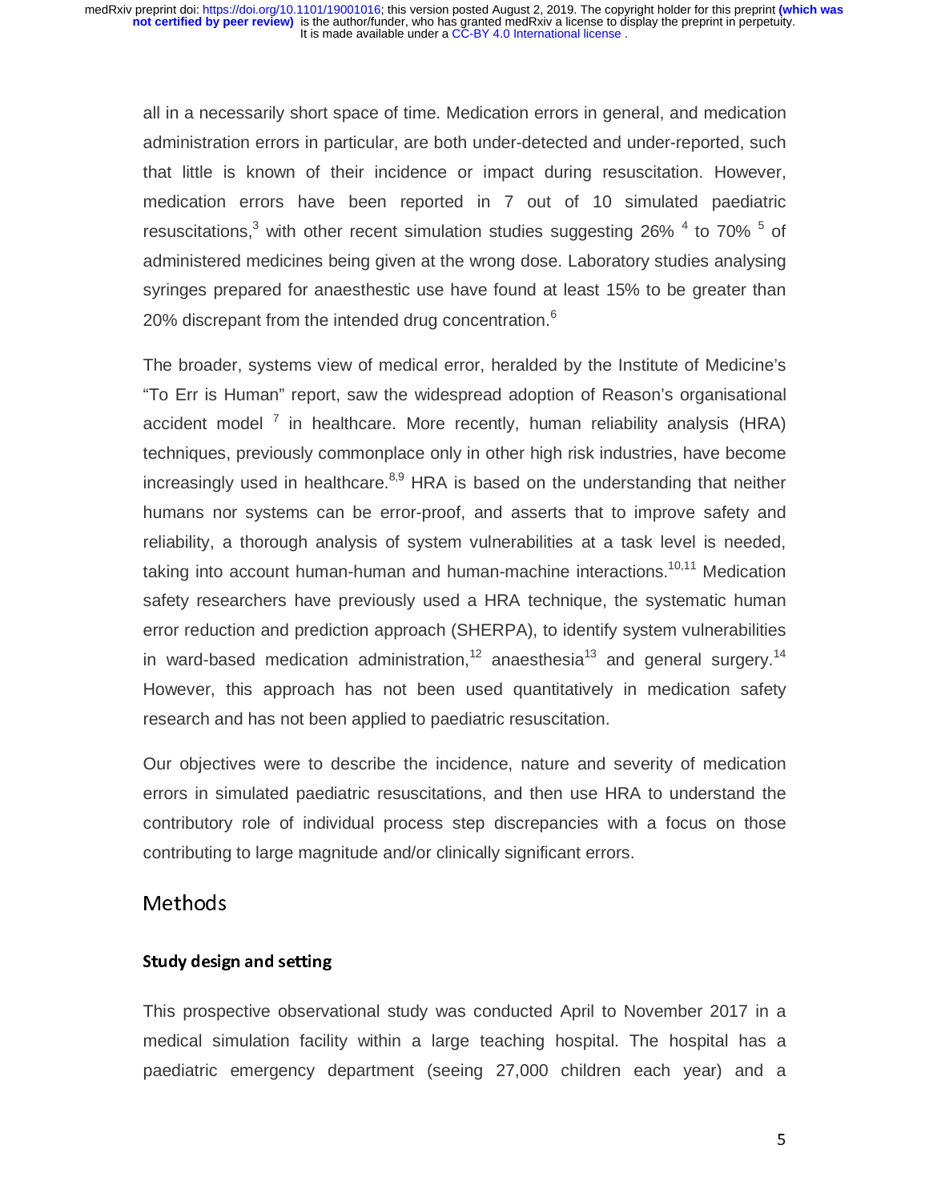all in a necessarily short space of time. Medication errors in general, and medication administration errors in particular, are both under-detected and under-reported, such that little is known of their incidence or impact during resuscitation. However, medication errors have been reported in 7 out of 10 simulated paediatric resuscitations,[3] with other recent simulation studies suggesting 26% [4] to 70% [5] of administered medicines being given at the wrong dose. Laboratory studies analysing syringes prepared for anaesthetic use have found at least 15% to be greater than 20% discrepant from the intended drug concentration.[6]

The broader, systems view of medical error, heralded by the Institute of Medicine's "To Err is Human" report, saw the widespread adoption of Reason's organisational accident model [7] in healthcare. More recently, human reliability analysis (HRA) techniques, previously commonplace only in other high risk industries, have become increasingly used in healthcare.[8,9] HRA is based on the understanding that neither humans nor systems can be error-proof, and asserts that to improve safety and reliability, a thorough analysis of system vulnerabilities at a task level is needed, taking into account human-human and human-machine interactions.[10,11] Medication safety researchers have previously used a HRA technique, the systematic human error reduction and prediction approach (SHERPA), to identify system vulnerabilities in ward-based medication administration,[12] anaesthesia[13] and general surgery.[14] However, this approach has not been used quantitatively in medication safety research and has not been applied to paediatric resuscitation.

Our objectives were to describe the incidence, nature and severity of medication errors in simulated paediatric resuscitations, and then use HRA to understand the contributory role of individual process step discrepancies with a focus on those contributing to large magnitude and/or clinically significant errors.

## Methods

### Study design and setting

This prospective observational study was conducted April to November 2017 in a medical simulation facility within a large teaching hospital. The hospital has a paediatric emergency department (seeing 27,000 children each year) and a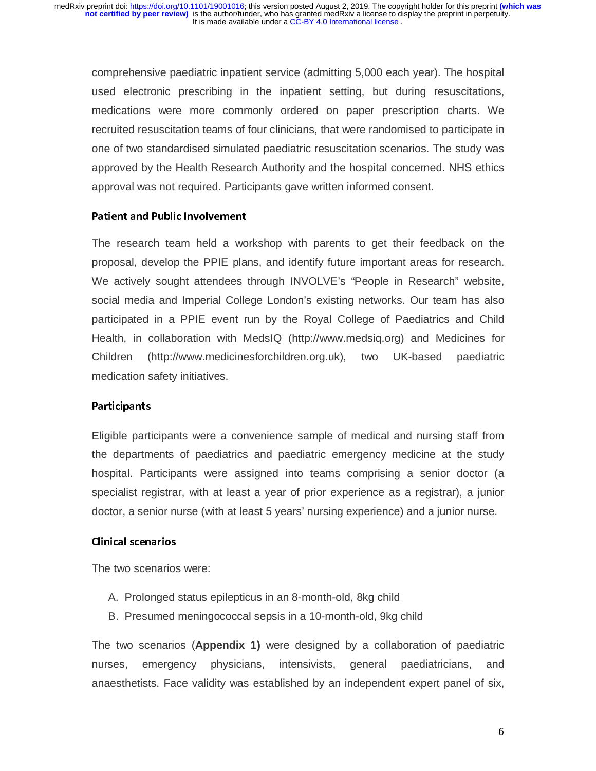comprehensive paediatric inpatient service (admitting 5,000 each year). The hospital used electronic prescribing in the inpatient setting, but during resuscitations, medications were more commonly ordered on paper prescription charts. We recruited resuscitation teams of four clinicians, that were randomised to participate in one of two standardised simulated paediatric resuscitation scenarios. The study was approved by the Health Research Authority and the hospital concerned. NHS ethics approval was not required. Participants gave written informed consent.

### Patient and Public Involvement

The research team held a workshop with parents to get their feedback on the proposal, develop the PPIE plans, and identify future important areas for research. We actively sought attendees through INVOLVE's "People in Research" website, social media and Imperial College London's existing networks. Our team has also participated in a PPIE event run by the Royal College of Paediatrics and Child Health, in collaboration with MedsIQ (http://www.medsiq.org) and Medicines for Children (http://www.medicinesforchildren.org.uk), two UK-based paediatric medication safety initiatives.

### Participants

Eligible participants were a convenience sample of medical and nursing staff from the departments of paediatrics and paediatric emergency medicine at the study hospital. Participants were assigned into teams comprising a senior doctor (a specialist registrar, with at least a year of prior experience as a registrar), a junior doctor, a senior nurse (with at least 5 years' nursing experience) and a junior nurse.

### Clinical scenarios

The two scenarios were:

A. Prolonged status epilepticus in an 8-month-old, 8kg child
B. Presumed meningococcal sepsis in a 10-month-old, 9kg child

The two scenarios (**Appendix 1)** were designed by a collaboration of paediatric nurses, emergency physicians, intensivists, general paediatricians, and anaesthetists. Face validity was established by an independent expert panel of six,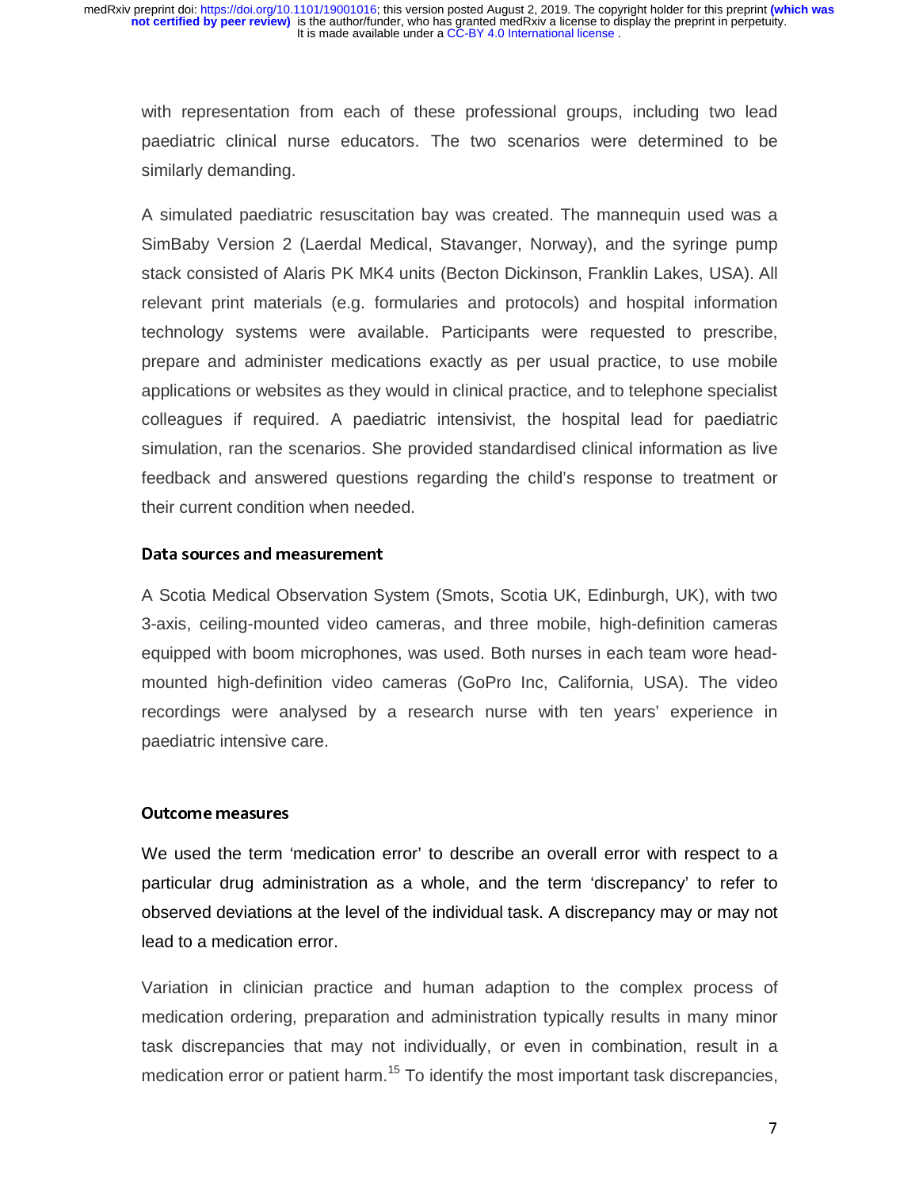with representation from each of these professional groups, including two lead paediatric clinical nurse educators. The two scenarios were determined to be similarly demanding.

A simulated paediatric resuscitation bay was created. The mannequin used was a SimBaby Version 2 (Laerdal Medical, Stavanger, Norway), and the syringe pump stack consisted of Alaris PK MK4 units (Becton Dickinson, Franklin Lakes, USA). All relevant print materials (e.g. formularies and protocols) and hospital information technology systems were available. Participants were requested to prescribe, prepare and administer medications exactly as per usual practice, to use mobile applications or websites as they would in clinical practice, and to telephone specialist colleagues if required. A paediatric intensivist, the hospital lead for paediatric simulation, ran the scenarios. She provided standardised clinical information as live feedback and answered questions regarding the child's response to treatment or their current condition when needed.

### Data sources and measurement

A Scotia Medical Observation System (Smots, Scotia UK, Edinburgh, UK), with two 3-axis, ceiling-mounted video cameras, and three mobile, high-definition cameras equipped with boom microphones, was used. Both nurses in each team wore head-mounted high-definition video cameras (GoPro Inc, California, USA). The video recordings were analysed by a research nurse with ten years' experience in paediatric intensive care.

### Outcome measures

We used the term 'medication error' to describe an overall error with respect to a particular drug administration as a whole, and the term 'discrepancy' to refer to observed deviations at the level of the individual task. A discrepancy may or may not lead to a medication error.

Variation in clinician practice and human adaption to the complex process of medication ordering, preparation and administration typically results in many minor task discrepancies that may not individually, or even in combination, result in a medication error or patient harm.[15] To identify the most important task discrepancies,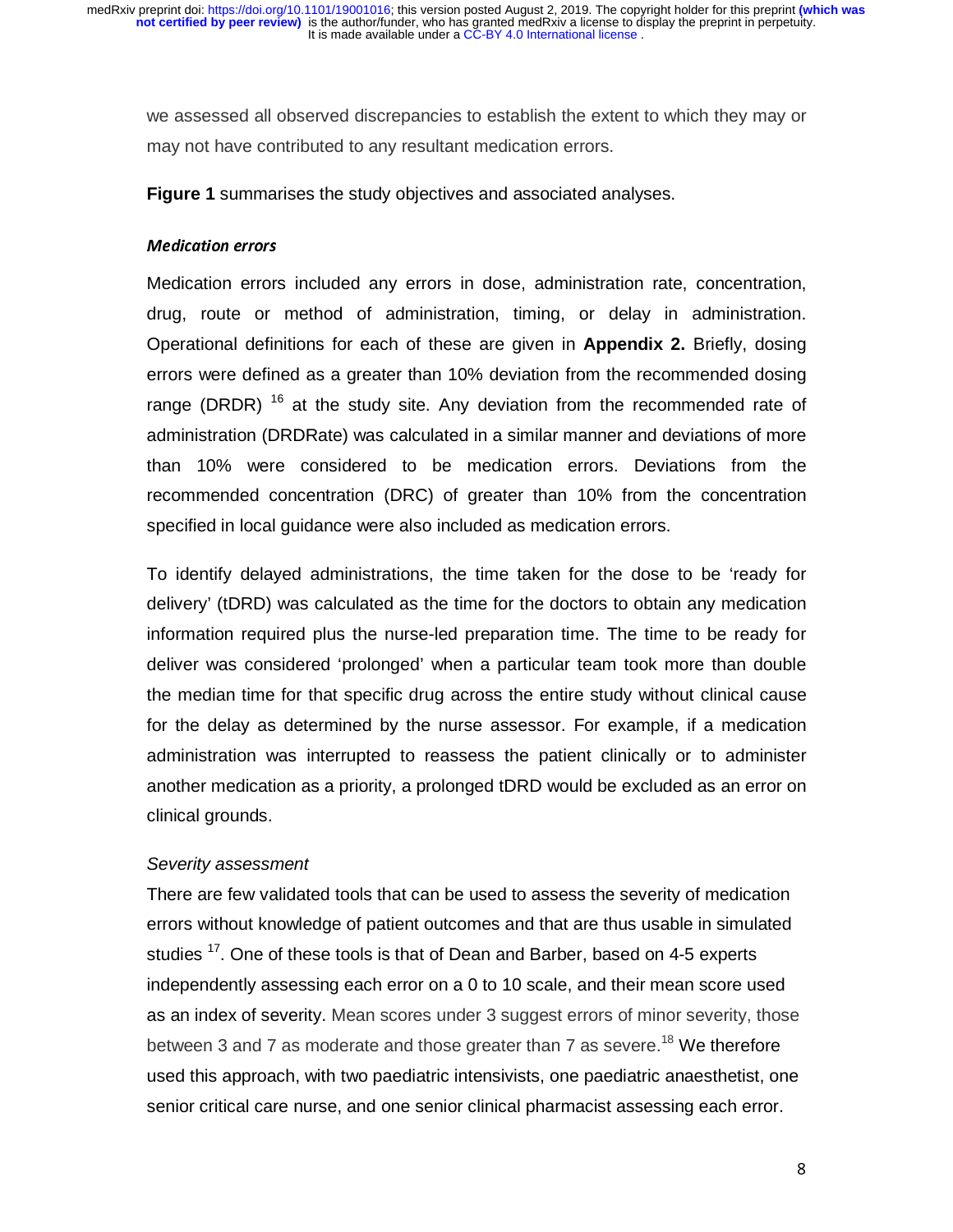we assessed all observed discrepancies to establish the extent to which they may or may not have contributed to any resultant medication errors.

**Figure 1** summarises the study objectives and associated analyses.

### *Medication errors*

Medication errors included any errors in dose, administration rate, concentration, drug, route or method of administration, timing, or delay in administration. Operational definitions for each of these are given in **Appendix 2.** Briefly, dosing errors were defined as a greater than 10% deviation from the recommended dosing range (DRDR) [16] at the study site. Any deviation from the recommended rate of administration (DRDRate) was calculated in a similar manner and deviations of more than 10% were considered to be medication errors. Deviations from the recommended concentration (DRC) of greater than 10% from the concentration specified in local guidance were also included as medication errors.

To identify delayed administrations, the time taken for the dose to be 'ready for delivery' (tDRD) was calculated as the time for the doctors to obtain any medication information required plus the nurse-led preparation time. The time to be ready for deliver was considered 'prolonged' when a particular team took more than double the median time for that specific drug across the entire study without clinical cause for the delay as determined by the nurse assessor. For example, if a medication administration was interrupted to reassess the patient clinically or to administer another medication as a priority, a prolonged tDRD would be excluded as an error on clinical grounds.

### *Severity assessment*

There are few validated tools that can be used to assess the severity of medication errors without knowledge of patient outcomes and that are thus usable in simulated studies [17]. One of these tools is that of Dean and Barber, based on 4-5 experts independently assessing each error on a 0 to 10 scale, and their mean score used as an index of severity. Mean scores under 3 suggest errors of minor severity, those between 3 and 7 as moderate and those greater than 7 as severe.[18] We therefore used this approach, with two paediatric intensivists, one paediatric anaesthetist, one senior critical care nurse, and one senior clinical pharmacist assessing each error.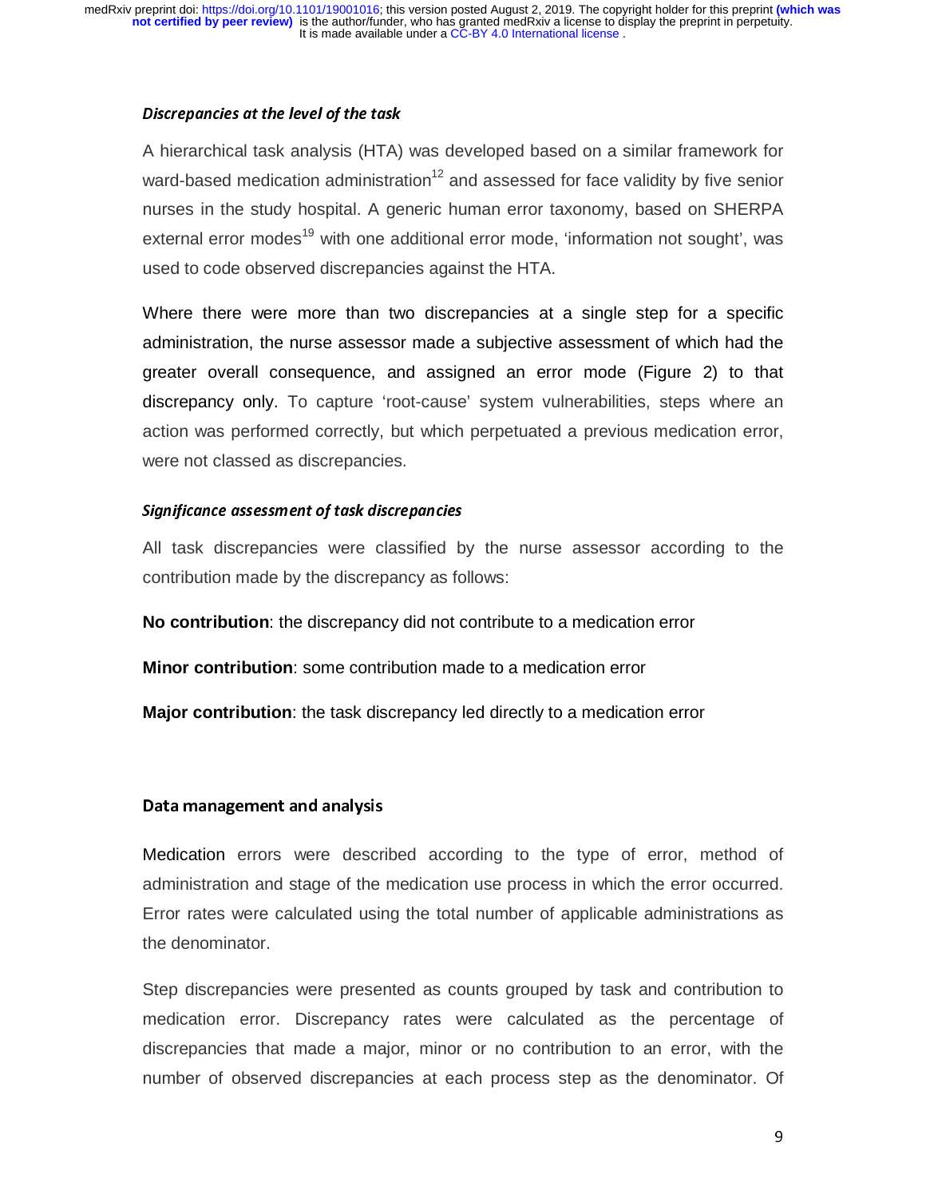### *Discrepancies at the level of the task*

A hierarchical task analysis (HTA) was developed based on a similar framework for ward-based medication administration[12] and assessed for face validity by five senior nurses in the study hospital. A generic human error taxonomy, based on SHERPA external error modes[19] with one additional error mode, 'information not sought', was used to code observed discrepancies against the HTA.

Where there were more than two discrepancies at a single step for a specific administration, the nurse assessor made a subjective assessment of which had the greater overall consequence, and assigned an error mode (Figure 2) to that discrepancy only. To capture 'root-cause' system vulnerabilities, steps where an action was performed correctly, but which perpetuated a previous medication error, were not classed as discrepancies.

### *Significance assessment of task discrepancies*

All task discrepancies were classified by the nurse assessor according to the contribution made by the discrepancy as follows:

**No contribution**: the discrepancy did not contribute to a medication error

**Minor contribution**: some contribution made to a medication error

**Major contribution**: the task discrepancy led directly to a medication error

## Data management and analysis

Medication errors were described according to the type of error, method of administration and stage of the medication use process in which the error occurred. Error rates were calculated using the total number of applicable administrations as the denominator.

Step discrepancies were presented as counts grouped by task and contribution to medication error. Discrepancy rates were calculated as the percentage of discrepancies that made a major, minor or no contribution to an error, with the number of observed discrepancies at each process step as the denominator. Of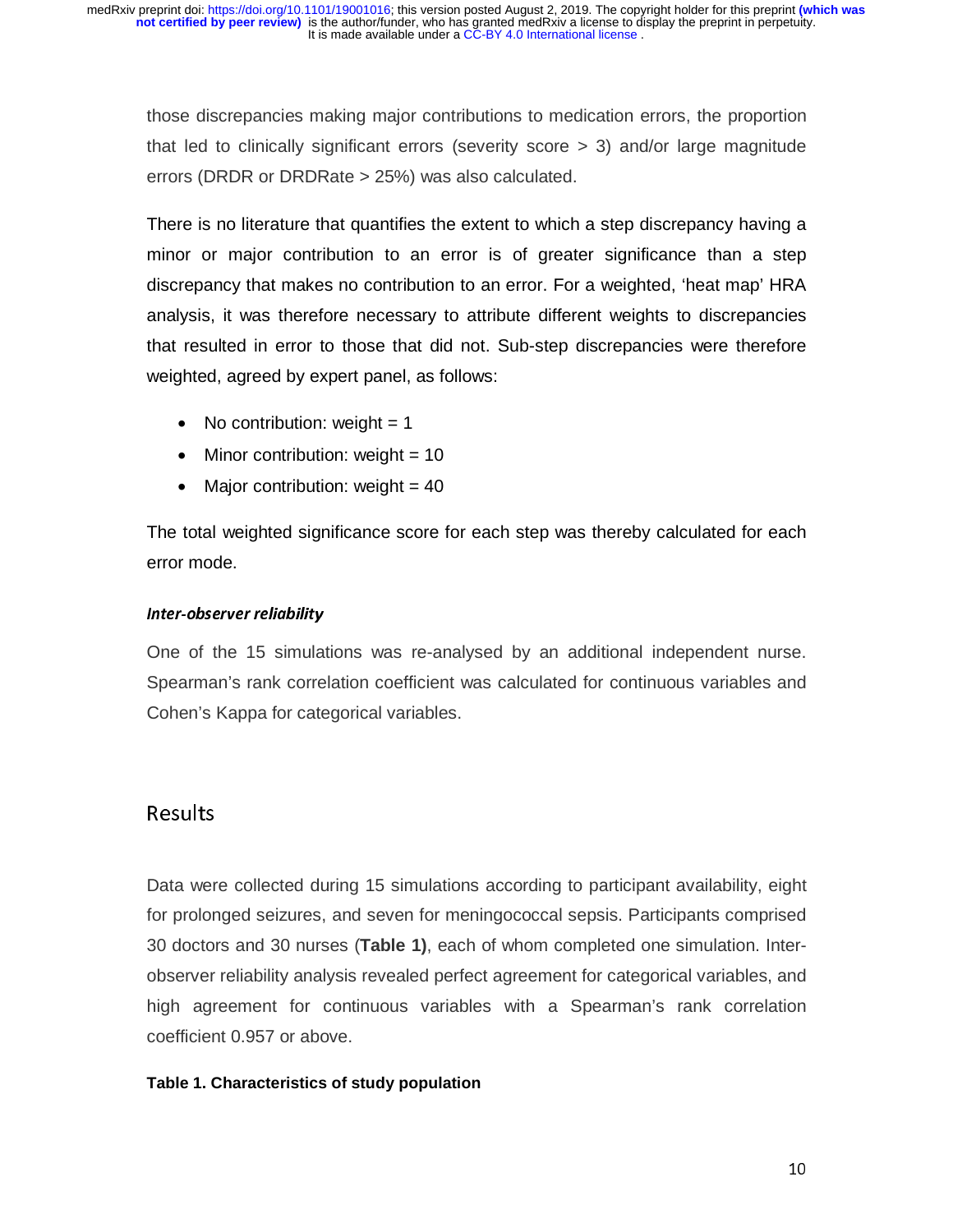those discrepancies making major contributions to medication errors, the proportion that led to clinically significant errors (severity score > 3) and/or large magnitude errors (DRDR or DRDRate > 25%) was also calculated.

There is no literature that quantifies the extent to which a step discrepancy having a minor or major contribution to an error is of greater significance than a step discrepancy that makes no contribution to an error. For a weighted, 'heat map' HRA analysis, it was therefore necessary to attribute different weights to discrepancies that resulted in error to those that did not. Sub-step discrepancies were therefore weighted, agreed by expert panel, as follows:

- No contribution: weight = 1
- Minor contribution: weight = 10
- Major contribution: weight = 40

The total weighted significance score for each step was thereby calculated for each error mode.

### *Inter-observer reliability*

One of the 15 simulations was re-analysed by an additional independent nurse. Spearman's rank correlation coefficient was calculated for continuous variables and Cohen's Kappa for categorical variables.

## Results

Data were collected during 15 simulations according to participant availability, eight for prolonged seizures, and seven for meningococcal sepsis. Participants comprised 30 doctors and 30 nurses (**Table 1)**, each of whom completed one simulation. Inter-observer reliability analysis revealed perfect agreement for categorical variables, and high agreement for continuous variables with a Spearman's rank correlation coefficient 0.957 or above.

**Table 1. Characteristics of study population**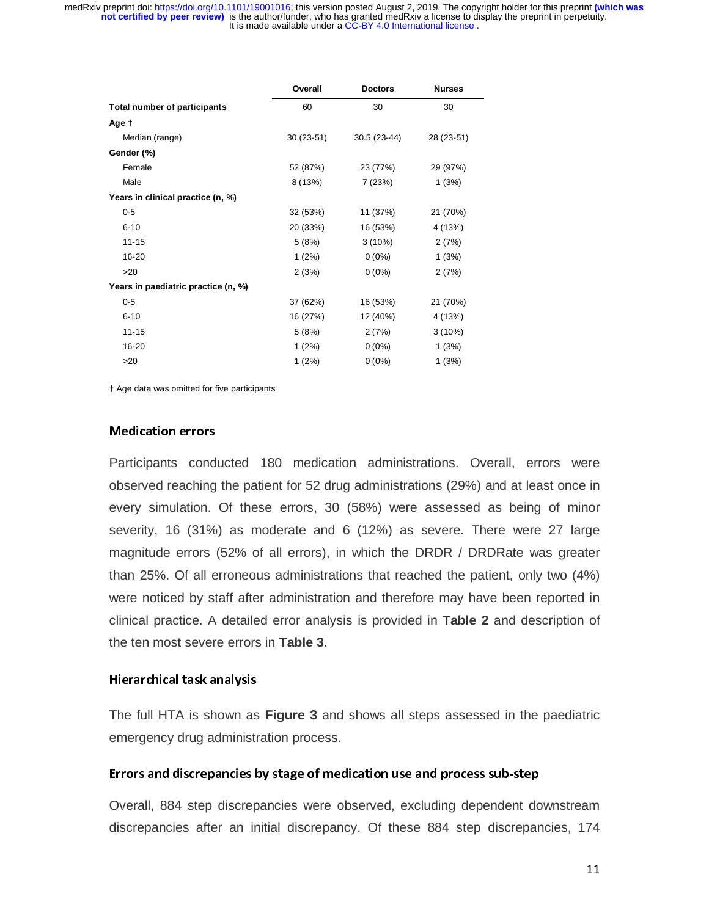| | Overall | Doctors | Nurses |
|---|---|---|---|
| **Total number of participants** | 60 | 30 | 30 |
| **Age †** | | | |
| Median (range) | 30 (23-51) | 30.5 (23-44) | 28 (23-51) |
| **Gender (%)** | | | |
| Female | 52 (87%) | 23 (77%) | 29 (97%) |
| Male | 8 (13%) | 7 (23%) | 1 (3%) |
| **Years in clinical practice (n, %)** | | | |
| 0-5 | 32 (53%) | 11 (37%) | 21 (70%) |
| 6-10 | 20 (33%) | 16 (53%) | 4 (13%) |
| 11-15 | 5 (8%) | 3 (10%) | 2 (7%) |
| 16-20 | 1 (2%) | 0 (0%) | 1 (3%) |
| >20 | 2 (3%) | 0 (0%) | 2 (7%) |
| **Years in paediatric practice (n, %)** | | | |
| 0-5 | 37 (62%) | 16 (53%) | 21 (70%) |
| 6-10 | 16 (27%) | 12 (40%) | 4 (13%) |
| 11-15 | 5 (8%) | 2 (7%) | 3 (10%) |
| 16-20 | 1 (2%) | 0 (0%) | 1 (3%) |
| >20 | 1 (2%) | 0 (0%) | 1 (3%) |

† Age data was omitted for five participants

## Medication errors

Participants conducted 180 medication administrations. Overall, errors were observed reaching the patient for 52 drug administrations (29%) and at least once in every simulation. Of these errors, 30 (58%) were assessed as being of minor severity, 16 (31%) as moderate and 6 (12%) as severe. There were 27 large magnitude errors (52% of all errors), in which the DRDR / DRDRate was greater than 25%. Of all erroneous administrations that reached the patient, only two (4%) were noticed by staff after administration and therefore may have been reported in clinical practice. A detailed error analysis is provided in **Table 2** and description of the ten most severe errors in **Table 3**.

## Hierarchical task analysis

The full HTA is shown as **Figure 3** and shows all steps assessed in the paediatric emergency drug administration process.

## Errors and discrepancies by stage of medication use and process sub-step

Overall, 884 step discrepancies were observed, excluding dependent downstream discrepancies after an initial discrepancy. Of these 884 step discrepancies, 174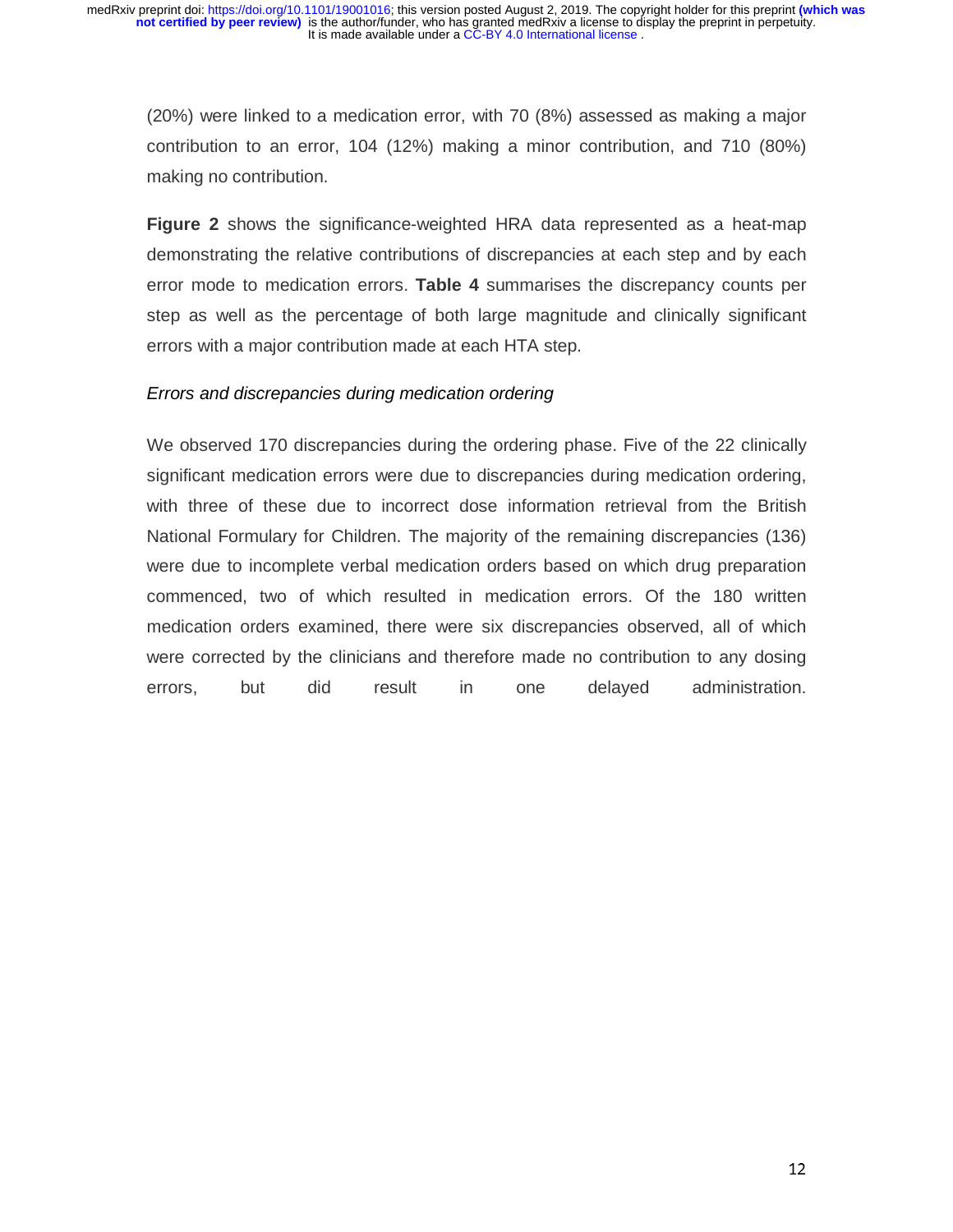(20%) were linked to a medication error, with 70 (8%) assessed as making a major contribution to an error, 104 (12%) making a minor contribution, and 710 (80%) making no contribution.

**Figure 2** shows the significance-weighted HRA data represented as a heat-map demonstrating the relative contributions of discrepancies at each step and by each error mode to medication errors. **Table 4** summarises the discrepancy counts per step as well as the percentage of both large magnitude and clinically significant errors with a major contribution made at each HTA step.

*Errors and discrepancies during medication ordering*

We observed 170 discrepancies during the ordering phase. Five of the 22 clinically significant medication errors were due to discrepancies during medication ordering, with three of these due to incorrect dose information retrieval from the British National Formulary for Children. The majority of the remaining discrepancies (136) were due to incomplete verbal medication orders based on which drug preparation commenced, two of which resulted in medication errors. Of the 180 written medication orders examined, there were six discrepancies observed, all of which were corrected by the clinicians and therefore made no contribution to any dosing errors, but did result in one delayed administration.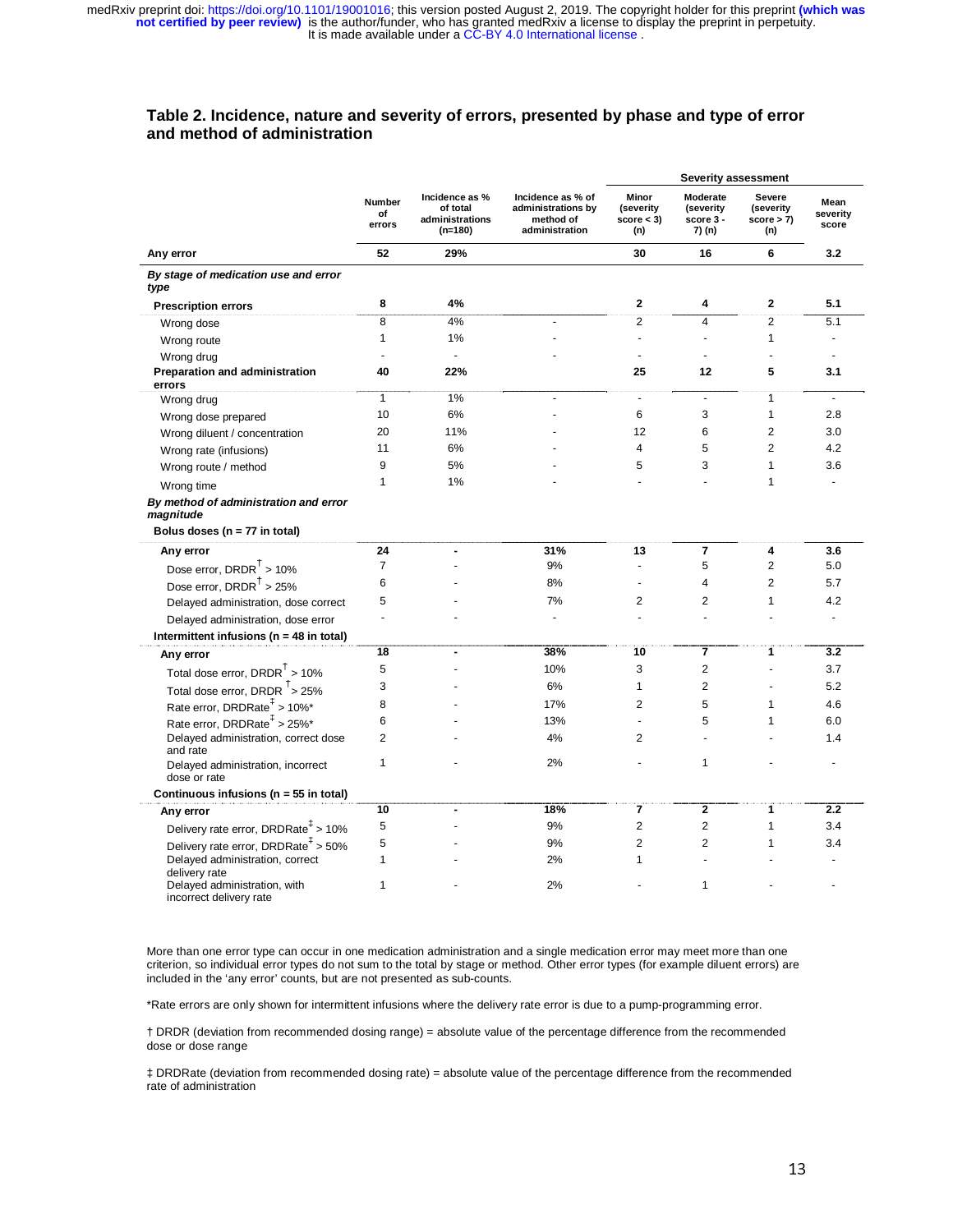### Table 2. Incidence, nature and severity of errors, presented by phase and type of error and method of administration

| | Number of errors | Incidence as % of total administrations (n=180) | Incidence as % of administrations by method of administration | Severity assessment: Minor (severity score < 3) (n) | Severity assessment: Moderate (severity score 3 - 7) (n) | Severity assessment: Severe (severity score > 7) (n) | Mean severity score |
|---|---|---|---|---|---|---|---|
| **Any error** | **52** | **29%** | | **30** | **16** | **6** | **3.2** |
| ***By stage of medication use and error type*** | | | | | | | |
| **Prescription errors** | **8** | **4%** | | **2** | **4** | **2** | **5.1** |
| Wrong dose | 8 | 4% | - | 2 | 4 | 2 | 5.1 |
| Wrong route | 1 | 1% | - | - | - | 1 | - |
| Wrong drug | - | - | - | - | - | - | - |
| **Preparation and administration errors** | **40** | **22%** | | **25** | **12** | **5** | **3.1** |
| Wrong drug | 1 | 1% | - | - | - | 1 | - |
| Wrong dose prepared | 10 | 6% | - | 6 | 3 | 1 | 2.8 |
| Wrong diluent / concentration | 20 | 11% | - | 12 | 6 | 2 | 3.0 |
| Wrong rate (infusions) | 11 | 6% | - | 4 | 5 | 2 | 4.2 |
| Wrong route / method | 9 | 5% | - | 5 | 3 | 1 | 3.6 |
| Wrong time | 1 | 1% | - | - | - | 1 | - |
| ***By method of administration and error magnitude*** | | | | | | | |
| **Bolus doses (n = 77 in total)** | | | | | | | |
| **Any error** | **24** | **-** | **31%** | **13** | **7** | **4** | **3.6** |
| Dose error, DRDR† > 10% | 7 | - | 9% | - | 5 | 2 | 5.0 |
| Dose error, DRDR† > 25% | 6 | - | 8% | - | 4 | 2 | 5.7 |
| Delayed administration, dose correct | 5 | - | 7% | 2 | 2 | 1 | 4.2 |
| Delayed administration, dose error | - | - | - | - | - | - | - |
| **Intermittent infusions (n = 48 in total)** | | | | | | | |
| **Any error** | **18** | **-** | **38%** | **10** | **7** | **1** | **3.2** |
| Total dose error, DRDR† > 10% | 5 | - | 10% | 3 | 2 | - | 3.7 |
| Total dose error, DRDR† > 25% | 3 | - | 6% | 1 | 2 | - | 5.2 |
| Rate error, DRDRate‡ > 10%* | 8 | - | 17% | 2 | 5 | 1 | 4.6 |
| Rate error, DRDRate‡ > 25%* | 6 | - | 13% | - | 5 | 1 | 6.0 |
| Delayed administration, correct dose and rate | 2 | - | 4% | 2 | - | - | 1.4 |
| Delayed administration, incorrect dose or rate | 1 | - | 2% | - | 1 | - | - |
| **Continuous infusions (n = 55 in total)** | | | | | | | |
| **Any error** | **10** | **-** | **18%** | **7** | **2** | **1** | **2.2** |
| Delivery rate error, DRDRate‡ > 10% | 5 | - | 9% | 2 | 2 | 1 | 3.4 |
| Delivery rate error, DRDRate‡ > 50% | 5 | - | 9% | 2 | 2 | 1 | 3.4 |
| Delayed administration, correct delivery rate | 1 | - | 2% | 1 | - | - | - |
| Delayed administration, with incorrect delivery rate | 1 | - | 2% | - | 1 | - | - |

More than one error type can occur in one medication administration and a single medication error may meet more than one criterion, so individual error types do not sum to the total by stage or method. Other error types (for example diluent errors) are included in the 'any error' counts, but are not presented as sub-counts.

*Rate errors are only shown for intermittent infusions where the delivery rate error is due to a pump-programming error.

† DRDR (deviation from recommended dosing range) = absolute value of the percentage difference from the recommended dose or dose range

‡ DRDRate (deviation from recommended dosing rate) = absolute value of the percentage difference from the recommended rate of administration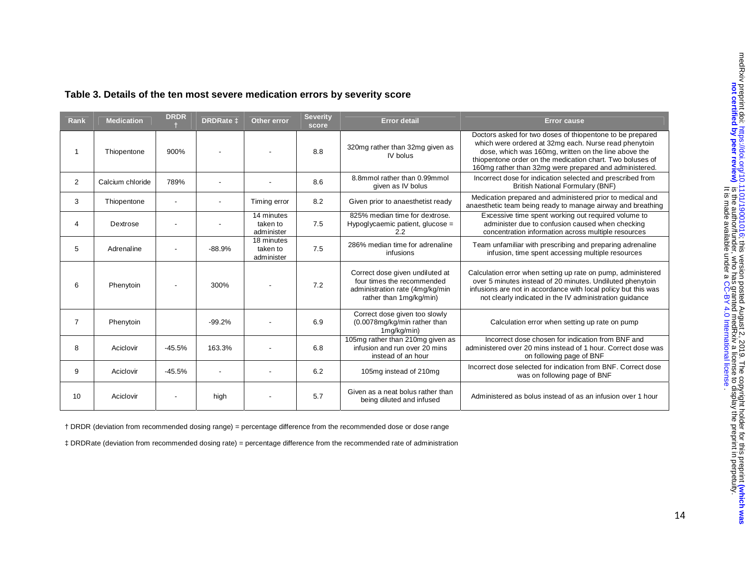**Table 3. Details of the ten most severe medication errors by severity score**

| Rank | Medication | DRDR † | DRDRate ‡ | Other error | Severity score | Error detail | Error cause |
|---|---|---|---|---|---|---|---|
| 1 | Thiopentone | 900% | - | - | 8.8 | 320mg rather than 32mg given as IV bolus | Doctors asked for two doses of thiopentone to be prepared which were ordered at 32mg each. Nurse read phenytoin dose, which was 160mg, written on the line above the thiopentone order on the medication chart. Two boluses of 160mg rather than 32mg were prepared and administered. |
| 2 | Calcium chloride | 789% | - | - | 8.6 | 8.8mmol rather than 0.99mmol given as IV bolus | Incorrect dose for indication selected and prescribed from British National Formulary (BNF) |
| 3 | Thiopentone | - | - | Timing error | 8.2 | Given prior to anaesthetist ready | Medication prepared and administered prior to medical and anaesthetic team being ready to manage airway and breathing |
| 4 | Dextrose | - | - | 14 minutes taken to administer | 7.5 | 825% median time for dextrose. Hypoglycaemic patient, glucose = 2.2 | Excessive time spent working out required volume to administer due to confusion caused when checking concentration information across multiple resources |
| 5 | Adrenaline | - | -88.9% | 18 minutes taken to administer | 7.5 | 286% median time for adrenaline infusions | Team unfamiliar with prescribing and preparing adrenaline infusion, time spent accessing multiple resources |
| 6 | Phenytoin | - | 300% | - | 7.2 | Correct dose given undiluted at four times the recommended administration rate (4mg/kg/min rather than 1mg/kg/min) | Calculation error when setting up rate on pump, administered over 5 minutes instead of 20 minutes. Undiluted phenytoin infusions are not in accordance with local policy but this was not clearly indicated in the IV administration guidance |
| 7 | Phenytoin | | -99.2% | - | 6.9 | Correct dose given too slowly (0.0078mg/kg/min rather than 1mg/kg/min) | Calculation error when setting up rate on pump |
| 8 | Aciclovir | -45.5% | 163.3% | - | 6.8 | 105mg rather than 210mg given as infusion and run over 20 mins instead of an hour | Incorrect dose chosen for indication from BNF and administered over 20 mins instead of 1 hour. Correct dose was on following page of BNF |
| 9 | Aciclovir | -45.5% | - | - | 6.2 | 105mg instead of 210mg | Incorrect dose selected for indication from BNF. Correct dose was on following page of BNF |
| 10 | Aciclovir | - | high | - | 5.7 | Given as a neat bolus rather than being diluted and infused | Administered as bolus instead of as an infusion over 1 hour |

† DRDR (deviation from recommended dosing range) = percentage difference from the recommended dose or dose range

‡ DRDRate (deviation from recommended dosing rate) = percentage difference from the recommended rate of administration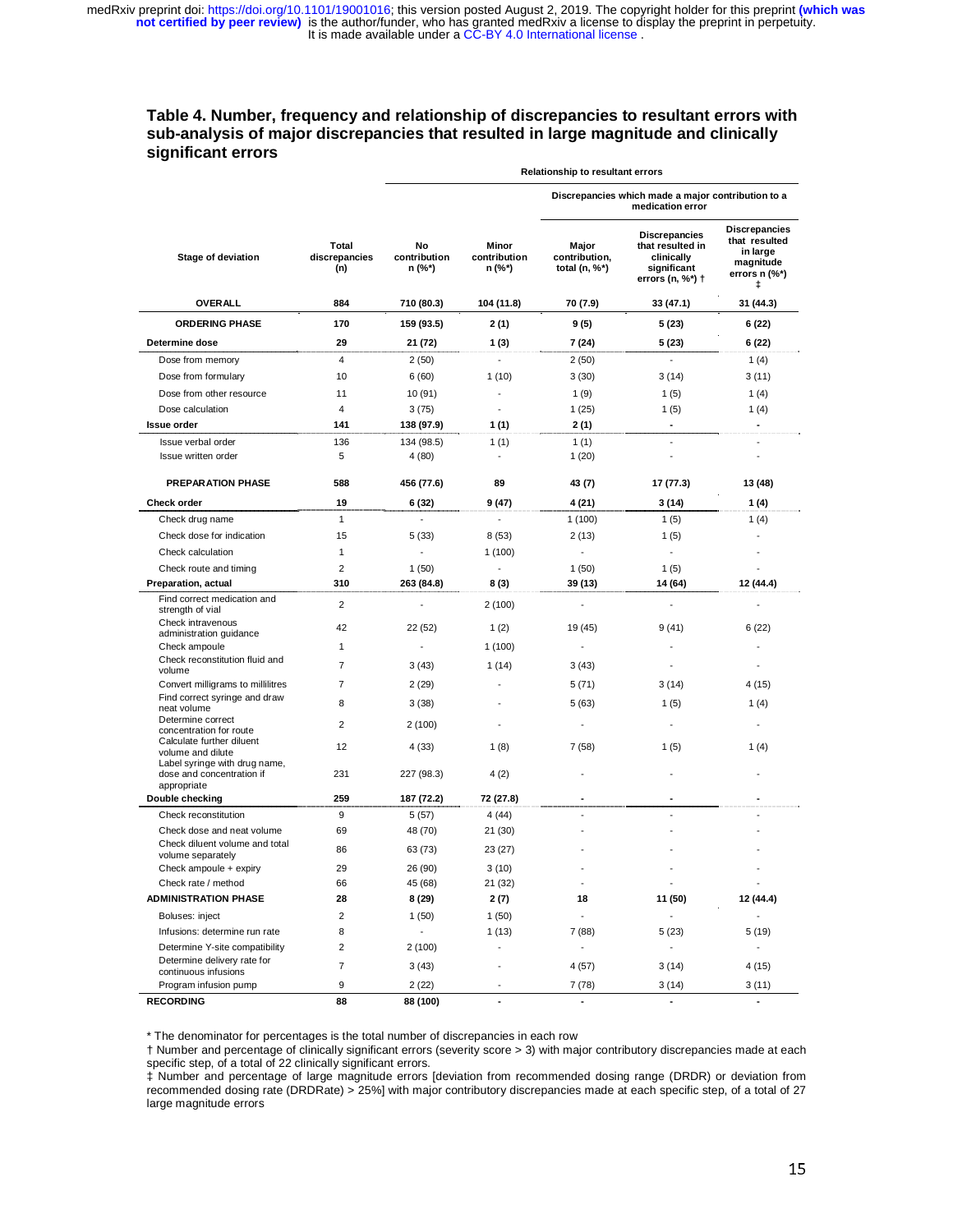**Table 4. Number, frequency and relationship of discrepancies to resultant errors with sub-analysis of major discrepancies that resulted in large magnitude and clinically significant errors**

| Stage of deviation | Total discrepancies (n) | Relationship to resultant errors | | | | |
|---|---|---|---|---|---|---|
| | | | | Discrepancies which made a major contribution to a medication error | | |
| | | No contribution n (%*) | Minor contribution n (%*) | Major contribution, total (n, %*) | Discrepancies that resulted in clinically significant errors (n, %*) † | Discrepancies that resulted in large magnitude errors n (%*) ‡ |
| **OVERALL** | **884** | **710 (80.3)** | **104 (11.8)** | **70 (7.9)** | **33 (47.1)** | **31 (44.3)** |
| **ORDERING PHASE** | **170** | **159 (93.5)** | **2 (1)** | **9 (5)** | **5 (23)** | **6 (22)** |
| **Determine dose** | **29** | **21 (72)** | **1 (3)** | **7 (24)** | **5 (23)** | **6 (22)** |
| Dose from memory | 4 | 2 (50) | - | 2 (50) | - | 1 (4) |
| Dose from formulary | 10 | 6 (60) | 1 (10) | 3 (30) | 3 (14) | 3 (11) |
| Dose from other resource | 11 | 10 (91) | - | 1 (9) | 1 (5) | 1 (4) |
| Dose calculation | 4 | 3 (75) | - | 1 (25) | 1 (5) | 1 (4) |
| **Issue order** | **141** | **138 (97.9)** | **1 (1)** | **2 (1)** | **-** | **-** |
| Issue verbal order | 136 | 134 (98.5) | 1 (1) | 1 (1) | - | - |
| Issue written order | 5 | 4 (80) | - | 1 (20) | - | - |
| **PREPARATION PHASE** | **588** | **456 (77.6)** | **89** | **43 (7)** | **17 (77.3)** | **13 (48)** |
| **Check order** | **19** | **6 (32)** | **9 (47)** | **4 (21)** | **3 (14)** | **1 (4)** |
| Check drug name | 1 | - | - | 1 (100) | 1 (5) | 1 (4) |
| Check dose for indication | 15 | 5 (33) | 8 (53) | 2 (13) | 1 (5) | - |
| Check calculation | 1 | - | 1 (100) | - | - | - |
| Check route and timing | 2 | 1 (50) | - | 1 (50) | 1 (5) | - |
| **Preparation, actual** | **310** | **263 (84.8)** | **8 (3)** | **39 (13)** | **14 (64)** | **12 (44.4)** |
| Find correct medication and strength of vial | 2 | - | 2 (100) | - | - | - |
| Check intravenous administration guidance | 42 | 22 (52) | 1 (2) | 19 (45) | 9 (41) | 6 (22) |
| Check ampoule | 1 | - | 1 (100) | - | - | - |
| Check reconstitution fluid and volume | 7 | 3 (43) | 1 (14) | 3 (43) | - | - |
| Convert milligrams to millilitres | 7 | 2 (29) | - | 5 (71) | 3 (14) | 4 (15) |
| Find correct syringe and draw neat volume | 8 | 3 (38) | - | 5 (63) | 1 (5) | 1 (4) |
| Determine correct concentration for route | 2 | 2 (100) | - | - | - | - |
| Calculate further diluent volume and dilute | 12 | 4 (33) | 1 (8) | 7 (58) | 1 (5) | 1 (4) |
| Label syringe with drug name, dose and concentration if appropriate | 231 | 227 (98.3) | 4 (2) | - | - | - |
| **Double checking** | **259** | **187 (72.2)** | **72 (27.8)** | **-** | **-** | **-** |
| Check reconstitution | 9 | 5 (57) | 4 (44) | - | - | - |
| Check dose and neat volume | 69 | 48 (70) | 21 (30) | - | - | - |
| Check diluent volume and total volume separately | 86 | 63 (73) | 23 (27) | - | - | - |
| Check ampoule + expiry | 29 | 26 (90) | 3 (10) | - | - | - |
| Check rate / method | 66 | 45 (68) | 21 (32) | - | - | - |
| **ADMINISTRATION PHASE** | **28** | **8 (29)** | **2 (7)** | **18** | **11 (50)** | **12 (44.4)** |
| Boluses: inject | 2 | 1 (50) | 1 (50) | - | - | - |
| Infusions: determine run rate | 8 | - | 1 (13) | 7 (88) | 5 (23) | 5 (19) |
| Determine Y-site compatibility | 2 | 2 (100) | - | - | - | - |
| Determine delivery rate for continuous infusions | 7 | 3 (43) | - | 4 (57) | 3 (14) | 4 (15) |
| Program infusion pump | 9 | 2 (22) | - | 7 (78) | 3 (14) | 3 (11) |
| **RECORDING** | **88** | **88 (100)** | **-** | **-** | **-** | **-** |

\* The denominator for percentages is the total number of discrepancies in each row

† Number and percentage of clinically significant errors (severity score > 3) with major contributory discrepancies made at each specific step, of a total of 22 clinically significant errors.

‡ Number and percentage of large magnitude errors [deviation from recommended dosing range (DRDR) or deviation from recommended dosing rate (DRDRate) > 25%] with major contributory discrepancies made at each specific step, of a total of 27 large magnitude errors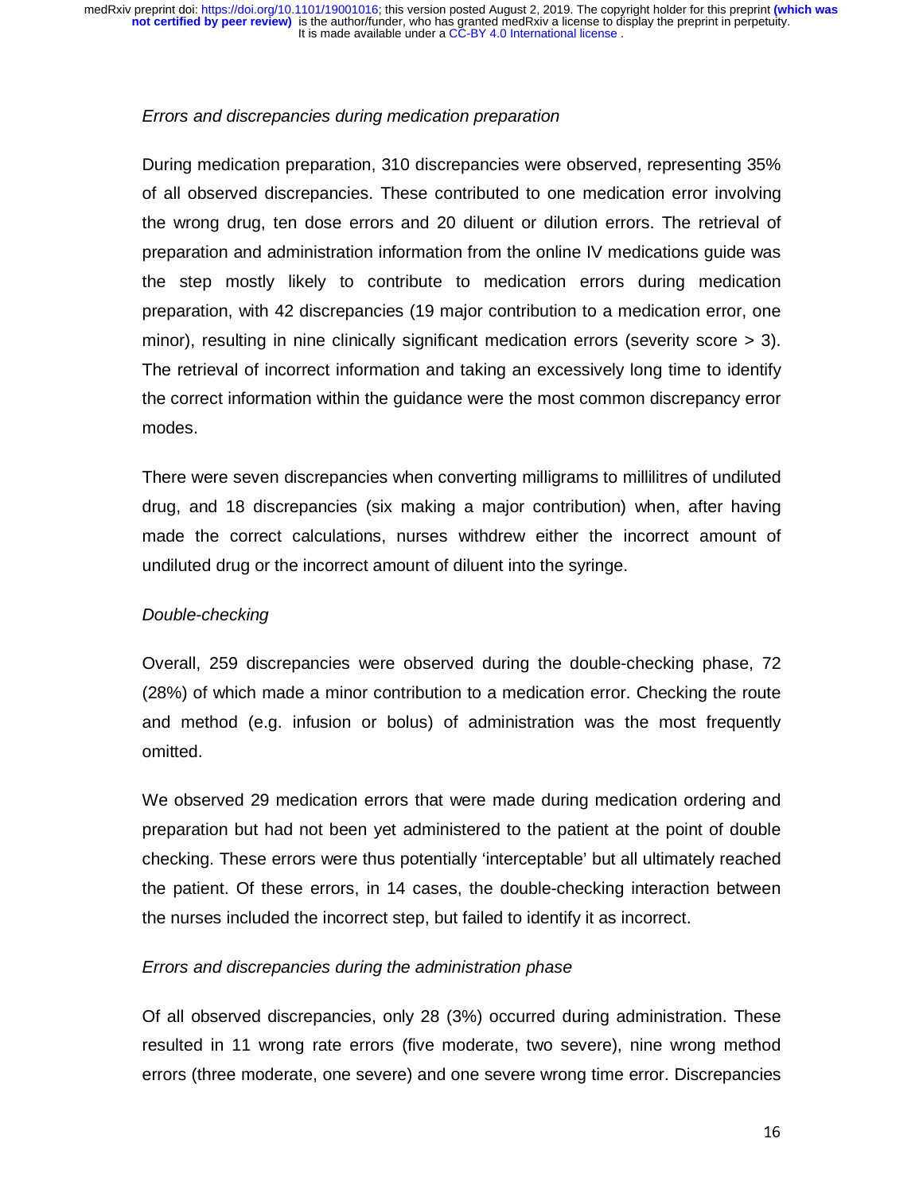*Errors and discrepancies during medication preparation*

During medication preparation, 310 discrepancies were observed, representing 35% of all observed discrepancies. These contributed to one medication error involving the wrong drug, ten dose errors and 20 diluent or dilution errors. The retrieval of preparation and administration information from the online IV medications guide was the step mostly likely to contribute to medication errors during medication preparation, with 42 discrepancies (19 major contribution to a medication error, one minor), resulting in nine clinically significant medication errors (severity score > 3). The retrieval of incorrect information and taking an excessively long time to identify the correct information within the guidance were the most common discrepancy error modes.

There were seven discrepancies when converting milligrams to millilitres of undiluted drug, and 18 discrepancies (six making a major contribution) when, after having made the correct calculations, nurses withdrew either the incorrect amount of undiluted drug or the incorrect amount of diluent into the syringe.

*Double-checking*

Overall, 259 discrepancies were observed during the double-checking phase, 72 (28%) of which made a minor contribution to a medication error. Checking the route and method (e.g. infusion or bolus) of administration was the most frequently omitted.

We observed 29 medication errors that were made during medication ordering and preparation but had not been yet administered to the patient at the point of double checking. These errors were thus potentially 'interceptable' but all ultimately reached the patient. Of these errors, in 14 cases, the double-checking interaction between the nurses included the incorrect step, but failed to identify it as incorrect.

*Errors and discrepancies during the administration phase*

Of all observed discrepancies, only 28 (3%) occurred during administration. These resulted in 11 wrong rate errors (five moderate, two severe), nine wrong method errors (three moderate, one severe) and one severe wrong time error. Discrepancies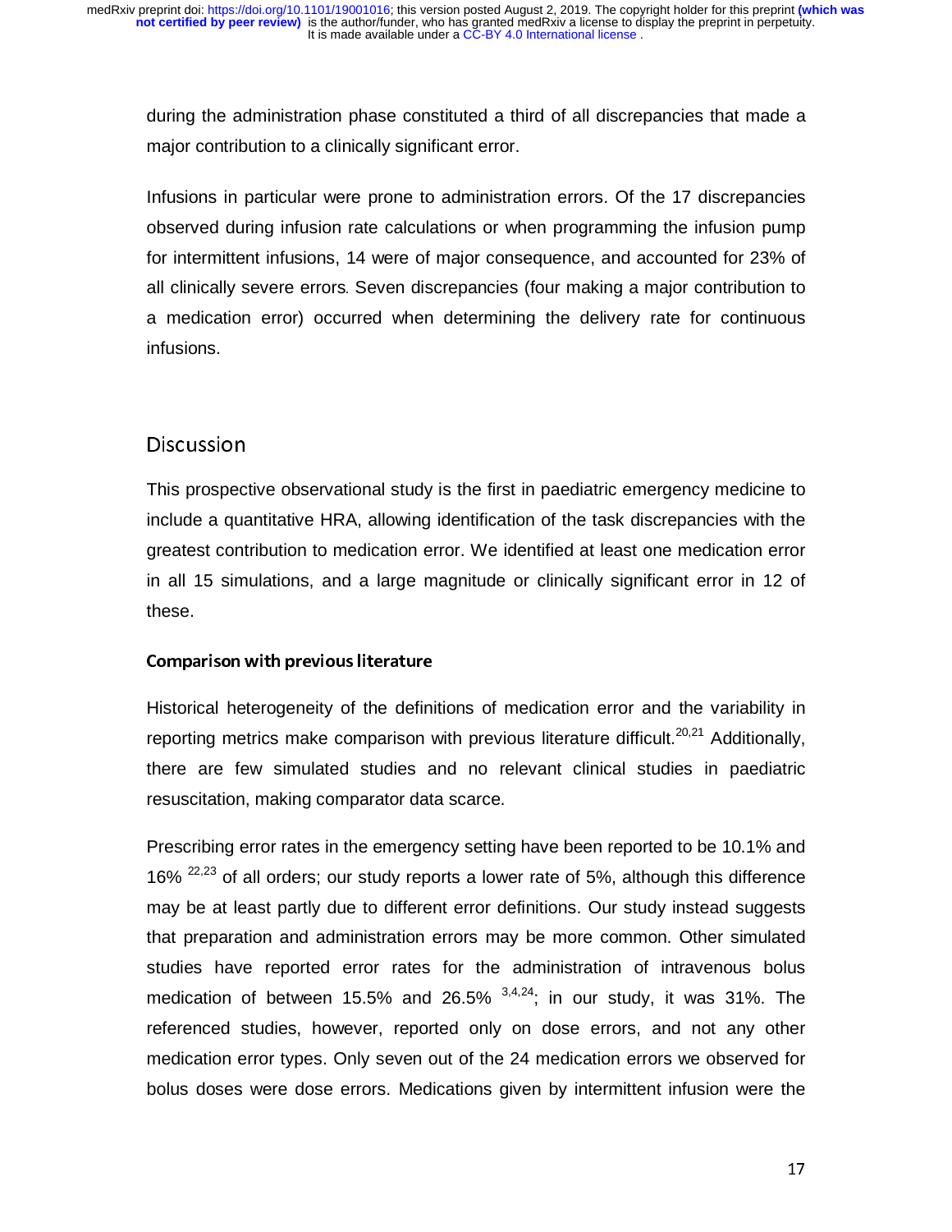during the administration phase constituted a third of all discrepancies that made a major contribution to a clinically significant error.

Infusions in particular were prone to administration errors. Of the 17 discrepancies observed during infusion rate calculations or when programming the infusion pump for intermittent infusions, 14 were of major consequence, and accounted for 23% of all clinically severe errors. Seven discrepancies (four making a major contribution to a medication error) occurred when determining the delivery rate for continuous infusions.

## Discussion

This prospective observational study is the first in paediatric emergency medicine to include a quantitative HRA, allowing identification of the task discrepancies with the greatest contribution to medication error. We identified at least one medication error in all 15 simulations, and a large magnitude or clinically significant error in 12 of these.

### Comparison with previous literature

Historical heterogeneity of the definitions of medication error and the variability in reporting metrics make comparison with previous literature difficult.[20,21] Additionally, there are few simulated studies and no relevant clinical studies in paediatric resuscitation, making comparator data scarce.

Prescribing error rates in the emergency setting have been reported to be 10.1% and 16% [22,23] of all orders; our study reports a lower rate of 5%, although this difference may be at least partly due to different error definitions. Our study instead suggests that preparation and administration errors may be more common. Other simulated studies have reported error rates for the administration of intravenous bolus medication of between 15.5% and 26.5% [3,4,24]; in our study, it was 31%. The referenced studies, however, reported only on dose errors, and not any other medication error types. Only seven out of the 24 medication errors we observed for bolus doses were dose errors. Medications given by intermittent infusion were the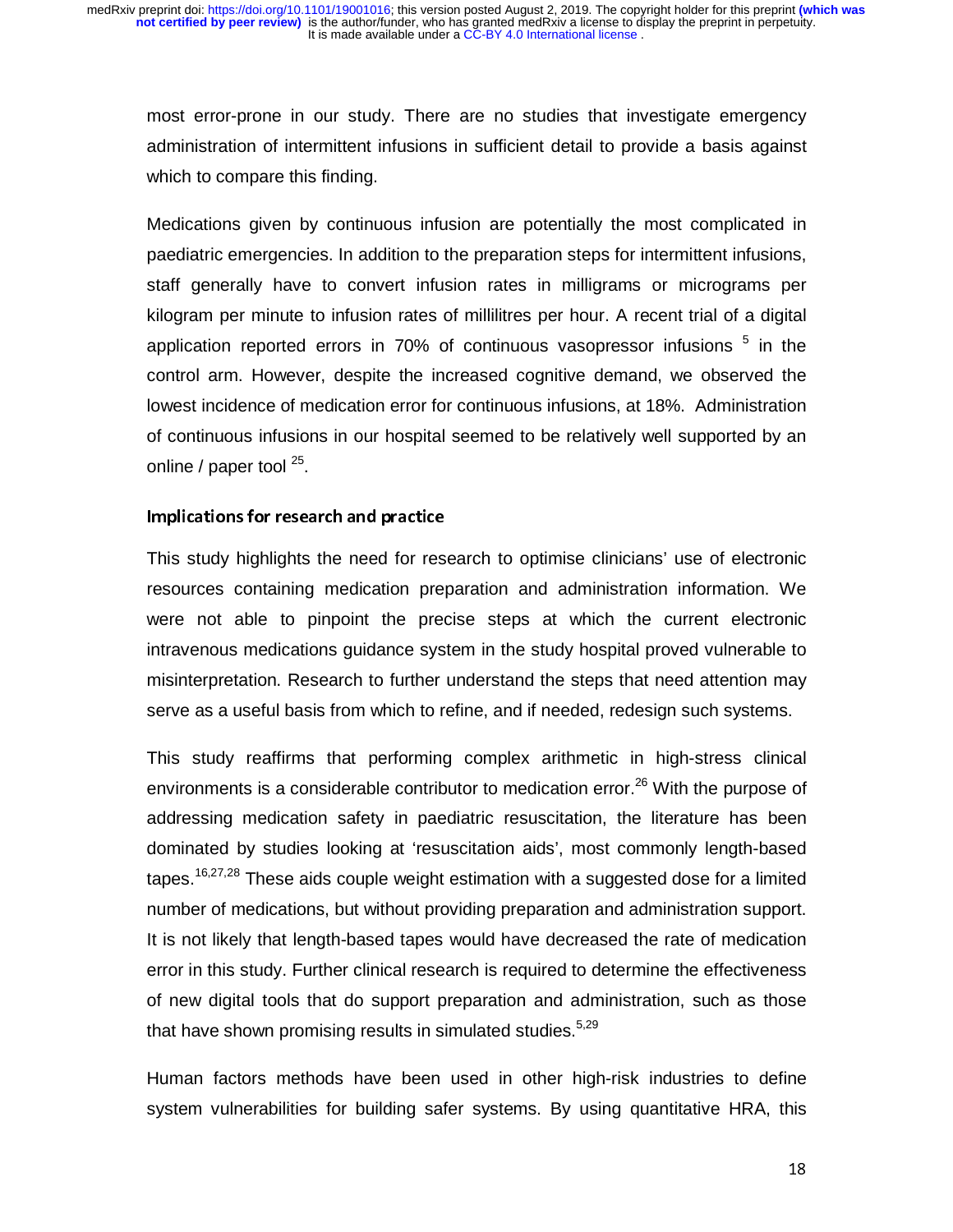most error-prone in our study. There are no studies that investigate emergency administration of intermittent infusions in sufficient detail to provide a basis against which to compare this finding.

Medications given by continuous infusion are potentially the most complicated in paediatric emergencies. In addition to the preparation steps for intermittent infusions, staff generally have to convert infusion rates in milligrams or micrograms per kilogram per minute to infusion rates of millilitres per hour. A recent trial of a digital application reported errors in 70% of continuous vasopressor infusions [5] in the control arm. However, despite the increased cognitive demand, we observed the lowest incidence of medication error for continuous infusions, at 18%. Administration of continuous infusions in our hospital seemed to be relatively well supported by an online / paper tool [25].

### Implications for research and practice

This study highlights the need for research to optimise clinicians' use of electronic resources containing medication preparation and administration information. We were not able to pinpoint the precise steps at which the current electronic intravenous medications guidance system in the study hospital proved vulnerable to misinterpretation. Research to further understand the steps that need attention may serve as a useful basis from which to refine, and if needed, redesign such systems.

This study reaffirms that performing complex arithmetic in high-stress clinical environments is a considerable contributor to medication error.[26] With the purpose of addressing medication safety in paediatric resuscitation, the literature has been dominated by studies looking at 'resuscitation aids', most commonly length-based tapes.[16,27,28] These aids couple weight estimation with a suggested dose for a limited number of medications, but without providing preparation and administration support. It is not likely that length-based tapes would have decreased the rate of medication error in this study. Further clinical research is required to determine the effectiveness of new digital tools that do support preparation and administration, such as those that have shown promising results in simulated studies.[5,29]

Human factors methods have been used in other high-risk industries to define system vulnerabilities for building safer systems. By using quantitative HRA, this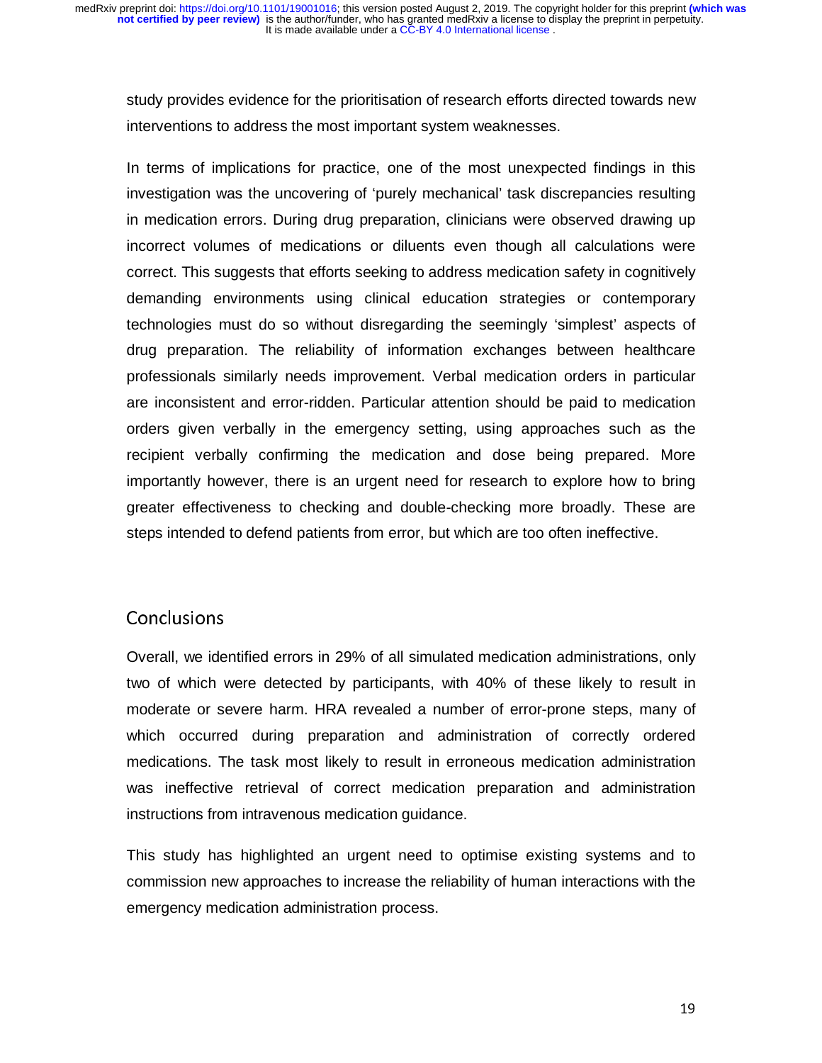study provides evidence for the prioritisation of research efforts directed towards new interventions to address the most important system weaknesses.

In terms of implications for practice, one of the most unexpected findings in this investigation was the uncovering of 'purely mechanical' task discrepancies resulting in medication errors. During drug preparation, clinicians were observed drawing up incorrect volumes of medications or diluents even though all calculations were correct. This suggests that efforts seeking to address medication safety in cognitively demanding environments using clinical education strategies or contemporary technologies must do so without disregarding the seemingly 'simplest' aspects of drug preparation. The reliability of information exchanges between healthcare professionals similarly needs improvement. Verbal medication orders in particular are inconsistent and error-ridden. Particular attention should be paid to medication orders given verbally in the emergency setting, using approaches such as the recipient verbally confirming the medication and dose being prepared. More importantly however, there is an urgent need for research to explore how to bring greater effectiveness to checking and double-checking more broadly. These are steps intended to defend patients from error, but which are too often ineffective.

## Conclusions

Overall, we identified errors in 29% of all simulated medication administrations, only two of which were detected by participants, with 40% of these likely to result in moderate or severe harm. HRA revealed a number of error-prone steps, many of which occurred during preparation and administration of correctly ordered medications. The task most likely to result in erroneous medication administration was ineffective retrieval of correct medication preparation and administration instructions from intravenous medication guidance.

This study has highlighted an urgent need to optimise existing systems and to commission new approaches to increase the reliability of human interactions with the emergency medication administration process.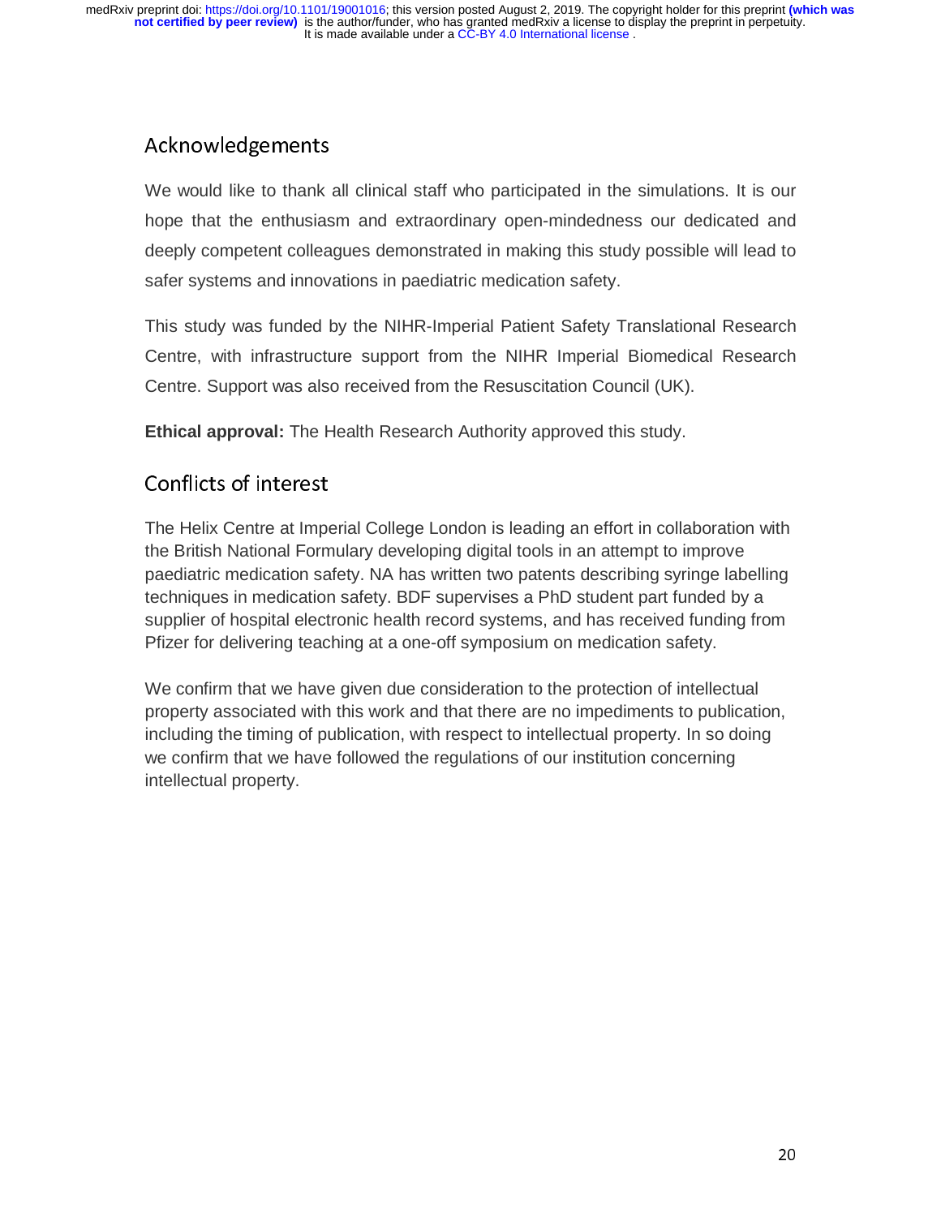## Acknowledgements

We would like to thank all clinical staff who participated in the simulations. It is our hope that the enthusiasm and extraordinary open-mindedness our dedicated and deeply competent colleagues demonstrated in making this study possible will lead to safer systems and innovations in paediatric medication safety.

This study was funded by the NIHR-Imperial Patient Safety Translational Research Centre, with infrastructure support from the NIHR Imperial Biomedical Research Centre. Support was also received from the Resuscitation Council (UK).

**Ethical approval:** The Health Research Authority approved this study.

## Conflicts of interest

The Helix Centre at Imperial College London is leading an effort in collaboration with the British National Formulary developing digital tools in an attempt to improve paediatric medication safety. NA has written two patents describing syringe labelling techniques in medication safety. BDF supervises a PhD student part funded by a supplier of hospital electronic health record systems, and has received funding from Pfizer for delivering teaching at a one-off symposium on medication safety.

We confirm that we have given due consideration to the protection of intellectual property associated with this work and that there are no impediments to publication, including the timing of publication, with respect to intellectual property. In so doing we confirm that we have followed the regulations of our institution concerning intellectual property.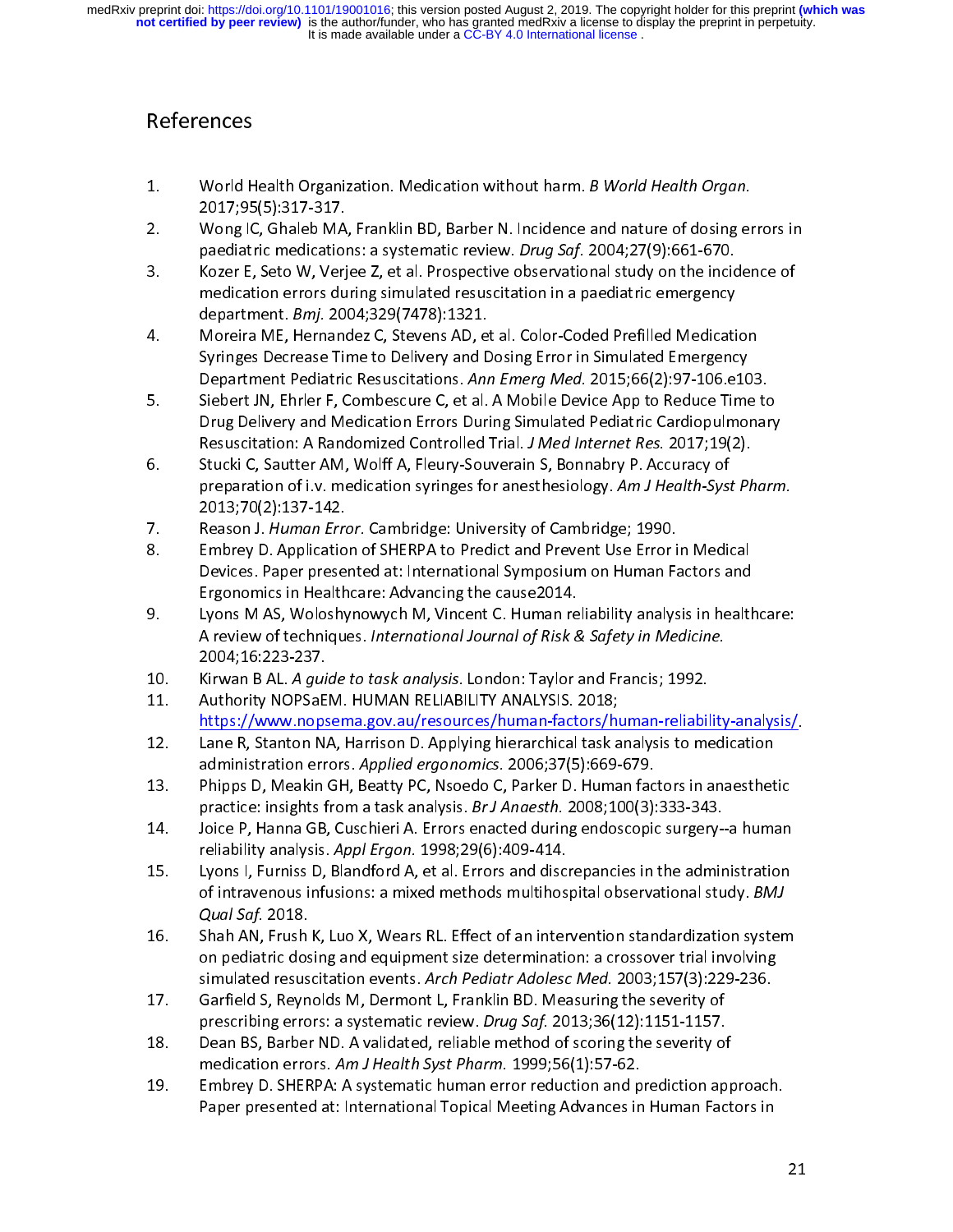# References

1. World Health Organization. Medication without harm. *B World Health Organ.* 2017;95(5):317-317.
2. Wong IC, Ghaleb MA, Franklin BD, Barber N. Incidence and nature of dosing errors in paediatric medications: a systematic review. *Drug Saf.* 2004;27(9):661-670.
3. Kozer E, Seto W, Verjee Z, et al. Prospective observational study on the incidence of medication errors during simulated resuscitation in a paediatric emergency department. *Bmj.* 2004;329(7478):1321.
4. Moreira ME, Hernandez C, Stevens AD, et al. Color-Coded Prefilled Medication Syringes Decrease Time to Delivery and Dosing Error in Simulated Emergency Department Pediatric Resuscitations. *Ann Emerg Med.* 2015;66(2):97-106.e103.
5. Siebert JN, Ehrler F, Combescure C, et al. A Mobile Device App to Reduce Time to Drug Delivery and Medication Errors During Simulated Pediatric Cardiopulmonary Resuscitation: A Randomized Controlled Trial. *J Med Internet Res.* 2017;19(2).
6. Stucki C, Sautter AM, Wolff A, Fleury-Souverain S, Bonnabry P. Accuracy of preparation of i.v. medication syringes for anesthesiology. *Am J Health-Syst Pharm.* 2013;70(2):137-142.
7. Reason J. *Human Error.* Cambridge: University of Cambridge; 1990.
8. Embrey D. Application of SHERPA to Predict and Prevent Use Error in Medical Devices. Paper presented at: International Symposium on Human Factors and Ergonomics in Healthcare: Advancing the cause2014.
9. Lyons M AS, Woloshynowych M, Vincent C. Human reliability analysis in healthcare: A review of techniques. *International Journal of Risk & Safety in Medicine.* 2004;16:223-237.
10. Kirwan B AL. *A guide to task analysis.* London: Taylor and Francis; 1992.
11. Authority NOPSaEM. HUMAN RELIABILITY ANALYSIS. 2018; https://www.nopsema.gov.au/resources/human-factors/human-reliability-analysis/.
12. Lane R, Stanton NA, Harrison D. Applying hierarchical task analysis to medication administration errors. *Applied ergonomics.* 2006;37(5):669-679.
13. Phipps D, Meakin GH, Beatty PC, Nsoedo C, Parker D. Human factors in anaesthetic practice: insights from a task analysis. *Br J Anaesth.* 2008;100(3):333-343.
14. Joice P, Hanna GB, Cuschieri A. Errors enacted during endoscopic surgery--a human reliability analysis. *Appl Ergon.* 1998;29(6):409-414.
15. Lyons I, Furniss D, Blandford A, et al. Errors and discrepancies in the administration of intravenous infusions: a mixed methods multihospital observational study. *BMJ Qual Saf.* 2018.
16. Shah AN, Frush K, Luo X, Wears RL. Effect of an intervention standardization system on pediatric dosing and equipment size determination: a crossover trial involving simulated resuscitation events. *Arch Pediatr Adolesc Med.* 2003;157(3):229-236.
17. Garfield S, Reynolds M, Dermont L, Franklin BD. Measuring the severity of prescribing errors: a systematic review. *Drug Saf.* 2013;36(12):1151-1157.
18. Dean BS, Barber ND. A validated, reliable method of scoring the severity of medication errors. *Am J Health Syst Pharm.* 1999;56(1):57-62.
19. Embrey D. SHERPA: A systematic human error reduction and prediction approach. Paper presented at: International Topical Meeting Advances in Human Factors in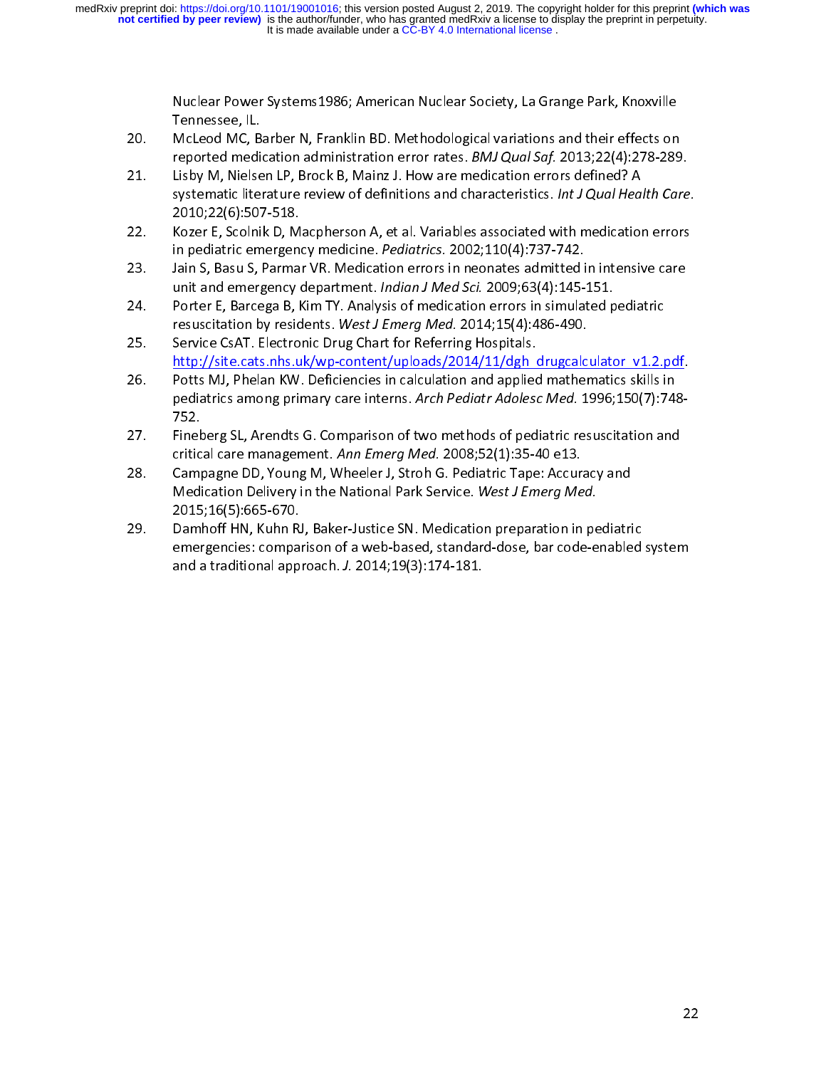Nuclear Power Systems1986; American Nuclear Society, La Grange Park, Knoxville Tennessee, IL.

20. McLeod MC, Barber N, Franklin BD. Methodological variations and their effects on reported medication administration error rates. *BMJ Qual Saf.* 2013;22(4):278-289.
21. Lisby M, Nielsen LP, Brock B, Mainz J. How are medication errors defined? A systematic literature review of definitions and characteristics. *Int J Qual Health Care.* 2010;22(6):507-518.
22. Kozer E, Scolnik D, Macpherson A, et al. Variables associated with medication errors in pediatric emergency medicine. *Pediatrics.* 2002;110(4):737-742.
23. Jain S, Basu S, Parmar VR. Medication errors in neonates admitted in intensive care unit and emergency department. *Indian J Med Sci.* 2009;63(4):145-151.
24. Porter E, Barcega B, Kim TY. Analysis of medication errors in simulated pediatric resuscitation by residents. *West J Emerg Med.* 2014;15(4):486-490.
25. Service CsAT. Electronic Drug Chart for Referring Hospitals. http://site.cats.nhs.uk/wp-content/uploads/2014/11/dgh_drugcalculator_v1.2.pdf.
26. Potts MJ, Phelan KW. Deficiencies in calculation and applied mathematics skills in pediatrics among primary care interns. *Arch Pediatr Adolesc Med.* 1996;150(7):748-752.
27. Fineberg SL, Arendts G. Comparison of two methods of pediatric resuscitation and critical care management. *Ann Emerg Med.* 2008;52(1):35-40 e13.
28. Campagne DD, Young M, Wheeler J, Stroh G. Pediatric Tape: Accuracy and Medication Delivery in the National Park Service. *West J Emerg Med.* 2015;16(5):665-670.
29. Damhoff HN, Kuhn RJ, Baker-Justice SN. Medication preparation in pediatric emergencies: comparison of a web-based, standard-dose, bar code-enabled system and a traditional approach. *J.* 2014;19(3):174-181.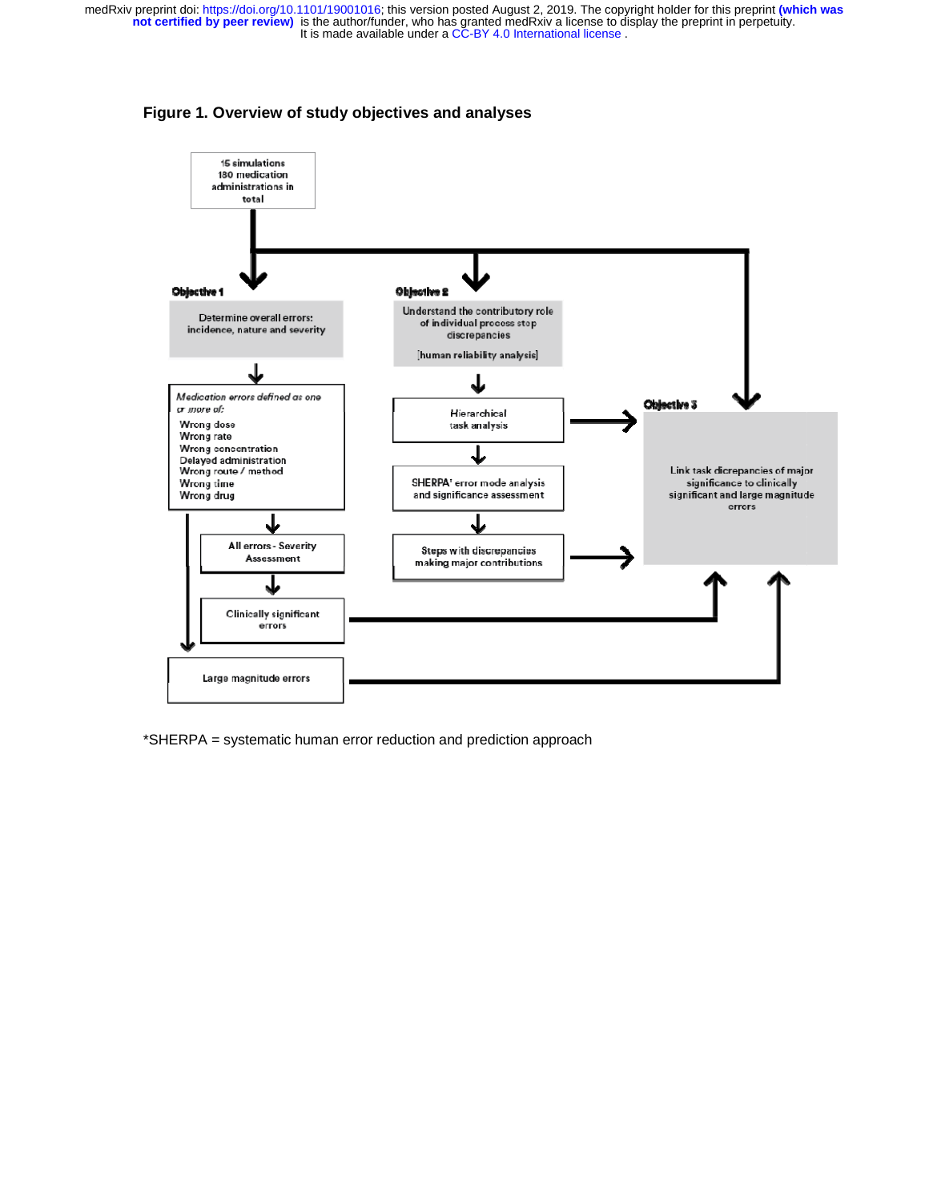**Figure 1. Overview of study objectives and analyses**

15 simulations
180 medication administrations in total

**Objective 1**

Determine overall errors: incidence, nature and severity

*Medication errors defined as one or more of:*
- Wrong dose
- Wrong rate
- Wrong concentration
- Delayed administration
- Wrong route / method
- Wrong time
- Wrong drug

All errors - Severity Assessment

Clinically significant errors

Large magnitude errors

**Objective 2**

Understand the contributory role of individual process step discrepancies

[human reliability analysis]

Hierarchical task analysis

SHERPA* error mode analysis and significance assessment

Steps with discrepancies making major contributions

**Objective 3**

Link task dicrepancies of major significance to clinically significant and large magnitude errors

*SHERPA = systematic human error reduction and prediction approach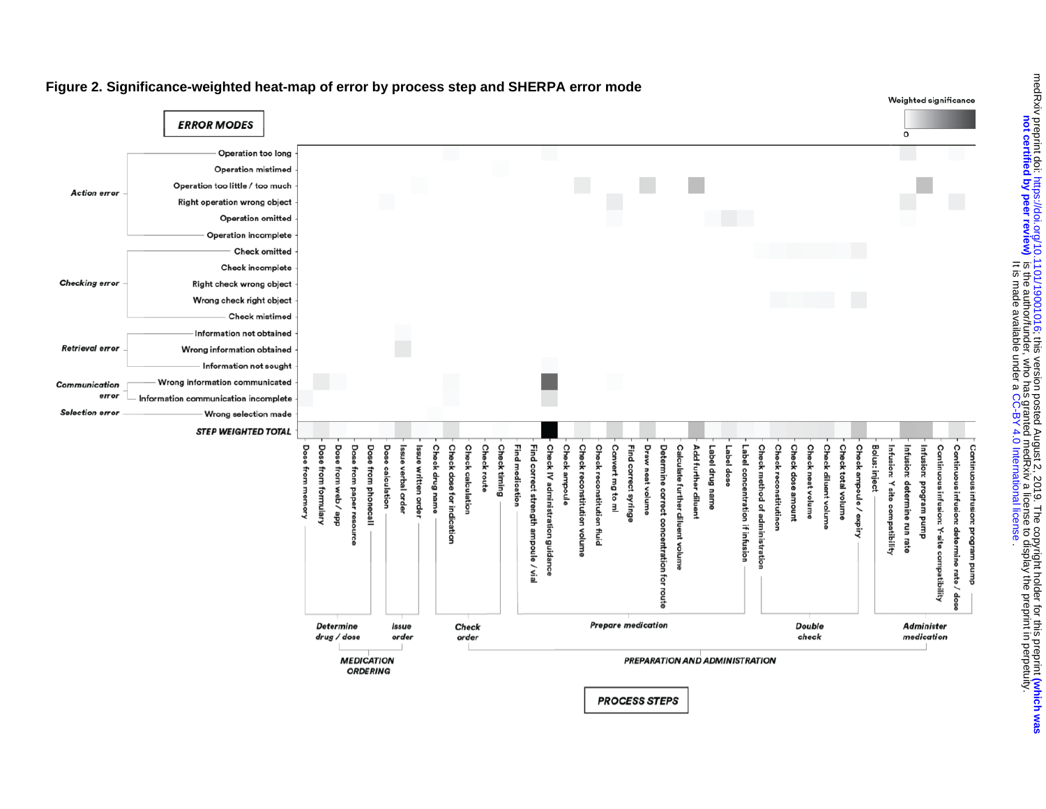**Figure 2. Significance-weighted heat-map of error by process step and SHERPA error mode**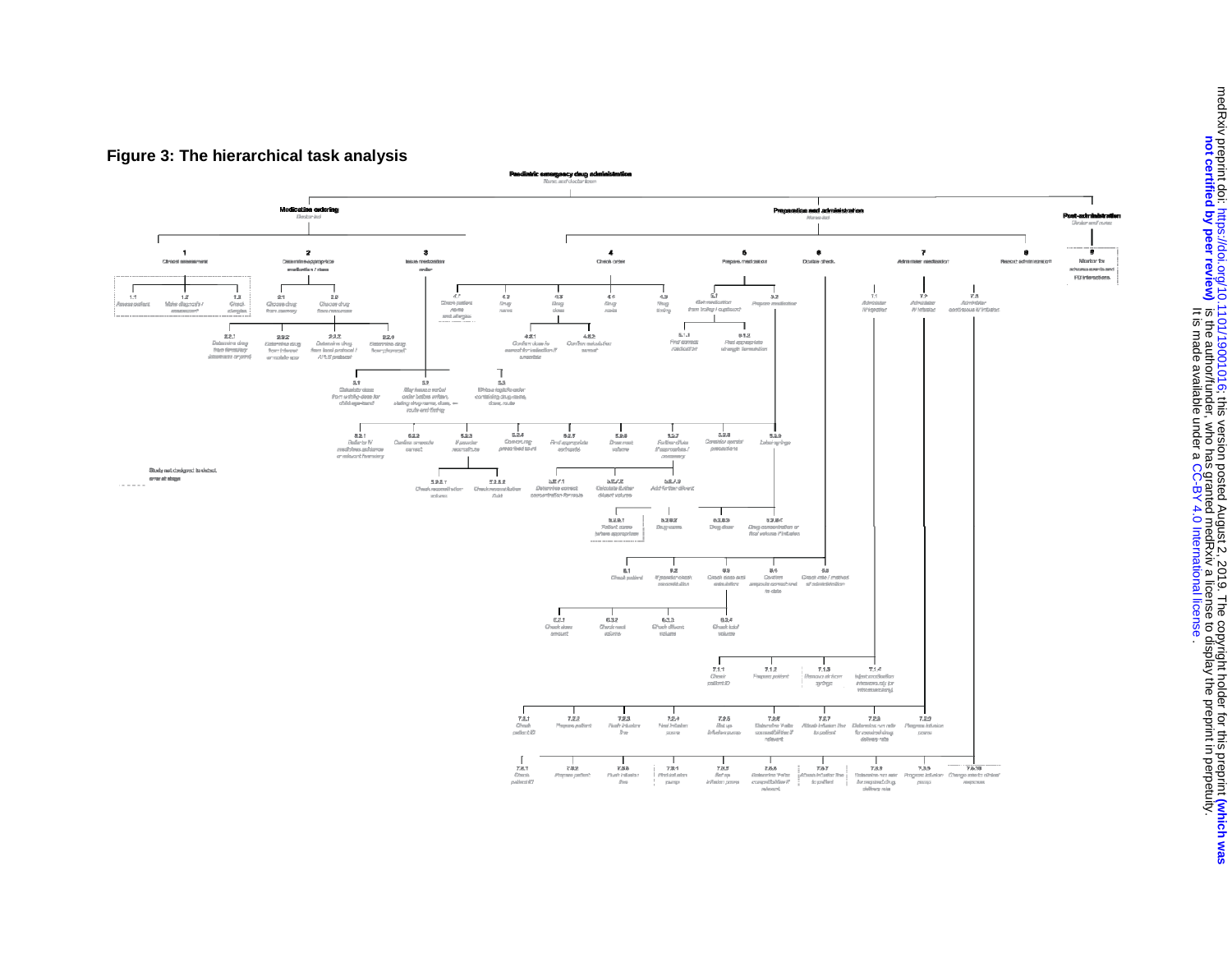**Figure 3: The hierarchical task analysis**

Paediatric emergency drug administration

Nurse and doctor team

Medication ordering

Doctor led

Preparation and administration

Nurse led

Post-administration

Doctor and nurse

1 Clinical assessment

2 Determine appropriate medication / dose

3 Issue medication order

4 Check order

5 Prepare medication

6 Double check

7 Administer medication

8 Record administration

9 Monitor for adverse events and PD interactions

1.1 Assess patient

1.2 Make diagnosis / assessment

1.3 Check allergies

2.1 Choose drug from memory

2.2 Choose drug from resources

2.2.1 Determine drug from formulary (electronic or print)

2.2.2 Determine drug from internet or mobile app

2.2.3 Determine drug from local protocol / APLS protocol

2.2.4 Determine drug from pharmacist

3.1 Calculate dose from weight-dose for child-age-band

3.2 May issue a verbal order before written, stating drug name, dose, route and timing

3.3 Writes legible order containing drug name, dose, route

4.1 Check patient name and allergies

4.2 Drug name

4.3 Drug dose

4.4 Drug route

4.5 Drug timing

4.3.1 Confirm dose is correct for indication if possible

4.3.2 Confirm calculation correct

5.1 Get medication from trolley / cupboard

5.2 Prepare medication

5.1.1 Find correct medication

5.1.2 Find appropriate strength formulation

5.2.1 Refer to IV medicines guidance or relevant formulary

5.2.2 Confirm ampoule correct

5.2.3 If powder reconstitute

5.2.4 Draw up prescribed dose

5.2.5 Find appropriate syringe

5.2.6 Draw up volume

5.2.7 Further dilute if necessary / necessary

5.2.8 Consider special precautions

5.2.9 Label syringe

Study not designed to detect error at stage

5.2.3.1 Check reconstitution volume

5.2.3.2 Check reconstitution fluid

5.2.7.1 Determine correct concentration formula

5.2.7.2 Calculate further diluent volume

5.2.7.3 Add further diluent

5.2.9.1 Patient name (where appropriate)

5.2.9.2 Drug name

5.2.9.3 Drug dose

5.2.9.4 Drug concentration or final volume if infusion

6.1 Check patient

6.2 If powder check reconstitution

6.3 Check dose and calculations

6.4 Confirm ampoule correct and in date

6.5 Check rate / method of administration

6.3.1 Check dose amount

6.3.2 Check neat volume

6.3.3 Check diluent volume

6.3.4 Check total volume

7.1 Administer IV injection

7.2 Administer IV infusion

7.3 Administer continuous IV infusion

7.1.1 Check patient ID

7.1.2 Prepare patient

7.1.3 Remove air from syringe

7.1.4 Inject medication (intravenously for intravenous)

7.2.1 Check patient ID

7.2.2 Prepare patient

7.2.3 Flush infusion line

7.2.4 Load infusion pump

7.2.5 Set up infusion pump

7.2.6 Determine Y-site compatibilities if relevant

7.2.7 Attach infusion line to patient

7.2.8 Determine run rate for required drug delivery rate

7.2.9 Progress infusion pump

7.3.1 Check patient ID

7.3.2 Prepare patient

7.3.3 Flush infusion line

7.3.4 Prefold pump

7.3.5 Set up infusion pump

7.3.6 Determine Y-site compatibilities if relevant

7.3.7 Attach infusion line to patient

7.3.8 Determine run rate for required drug delivery rate

7.3.9 Progress infusion pump

7.3.10 Change rate to clinical response